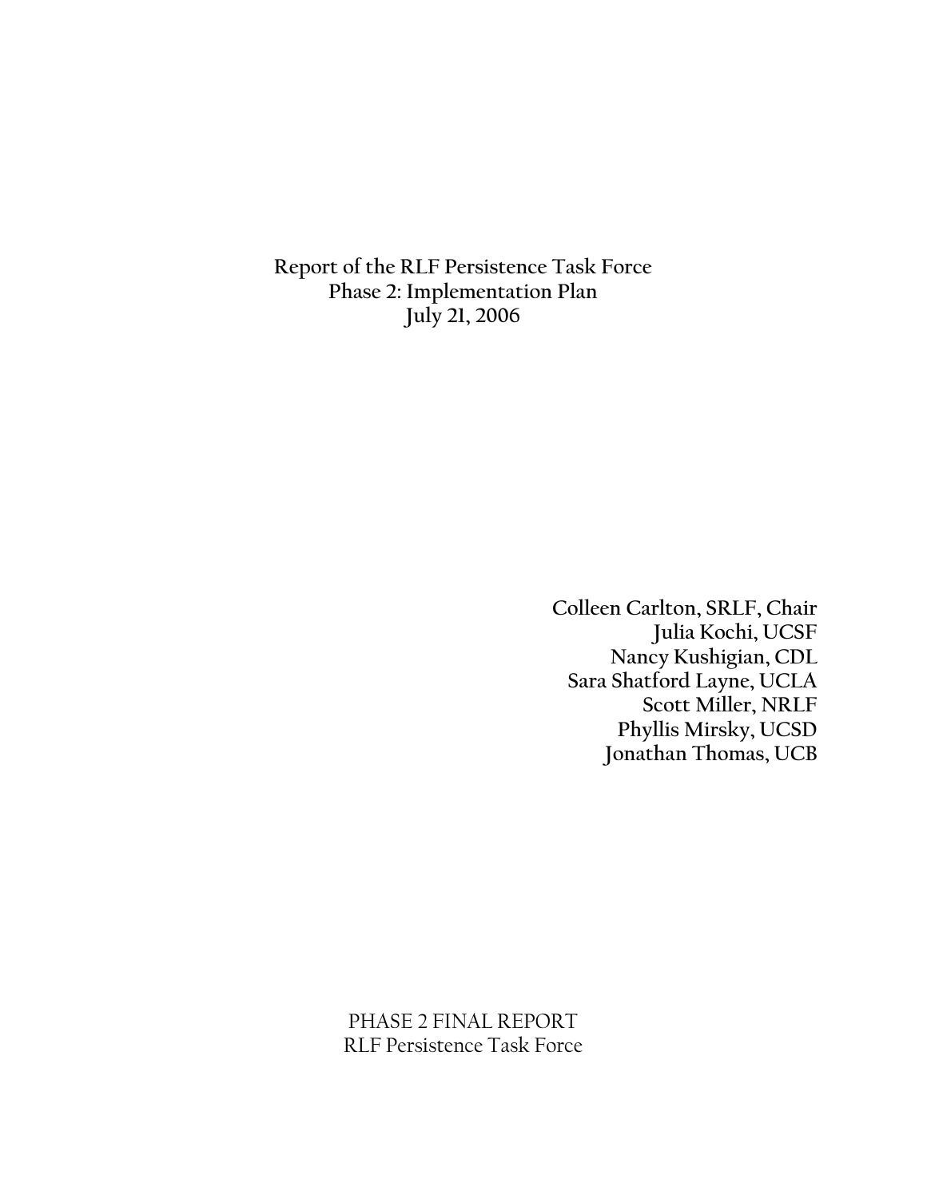# Report of the RLF Persistence Task Force
## Phase 2: Implementation Plan
### July 21, 2006

Colleen Carlton, SRLF, Chair
Julia Kochi, UCSF
Nancy Kushigian, CDL
Sara Shatford Layne, UCLA
Scott Miller, NRLF
Phyllis Mirsky, UCSD
Jonathan Thomas, UCB

PHASE 2 FINAL REPORT
RLF Persistence Task Force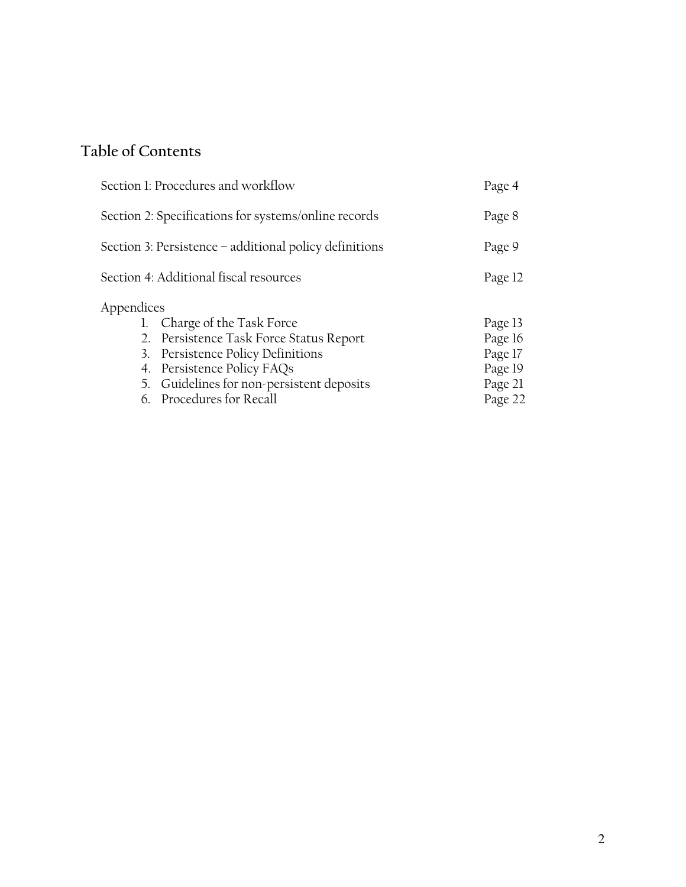## Table of Contents

| | |
|---|---|
| Section 1: Procedures and workflow | Page 4 |
| Section 2: Specifications for systems/online records | Page 8 |
| Section 3: Persistence – additional policy definitions | Page 9 |
| Section 4: Additional fiscal resources | Page 12 |
| Appendices | |
| 1. Charge of the Task Force | Page 13 |
| 2. Persistence Task Force Status Report | Page 16 |
| 3. Persistence Policy Definitions | Page 17 |
| 4. Persistence Policy FAQs | Page 19 |
| 5. Guidelines for non-persistent deposits | Page 21 |
| 6. Procedures for Recall | Page 22 |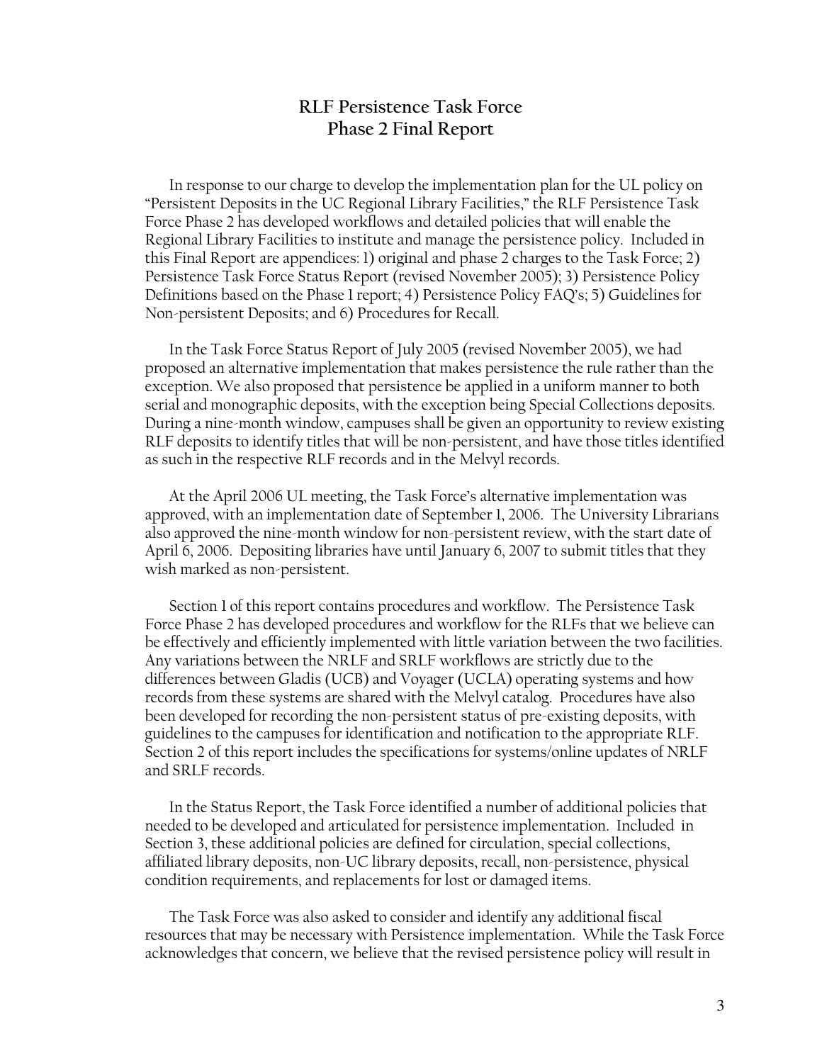# RLF Persistence Task Force
# Phase 2 Final Report

In response to our charge to develop the implementation plan for the UL policy on "Persistent Deposits in the UC Regional Library Facilities," the RLF Persistence Task Force Phase 2 has developed workflows and detailed policies that will enable the Regional Library Facilities to institute and manage the persistence policy. Included in this Final Report are appendices: 1) original and phase 2 charges to the Task Force; 2) Persistence Task Force Status Report (revised November 2005); 3) Persistence Policy Definitions based on the Phase 1 report; 4) Persistence Policy FAQ's; 5) Guidelines for Non-persistent Deposits; and 6) Procedures for Recall.

In the Task Force Status Report of July 2005 (revised November 2005), we had proposed an alternative implementation that makes persistence the rule rather than the exception. We also proposed that persistence be applied in a uniform manner to both serial and monographic deposits, with the exception being Special Collections deposits. During a nine-month window, campuses shall be given an opportunity to review existing RLF deposits to identify titles that will be non-persistent, and have those titles identified as such in the respective RLF records and in the Melvyl records.

At the April 2006 UL meeting, the Task Force's alternative implementation was approved, with an implementation date of September 1, 2006. The University Librarians also approved the nine-month window for non-persistent review, with the start date of April 6, 2006. Depositing libraries have until January 6, 2007 to submit titles that they wish marked as non-persistent.

Section 1 of this report contains procedures and workflow. The Persistence Task Force Phase 2 has developed procedures and workflow for the RLFs that we believe can be effectively and efficiently implemented with little variation between the two facilities. Any variations between the NRLF and SRLF workflows are strictly due to the differences between Gladis (UCB) and Voyager (UCLA) operating systems and how records from these systems are shared with the Melvyl catalog. Procedures have also been developed for recording the non-persistent status of pre-existing deposits, with guidelines to the campuses for identification and notification to the appropriate RLF. Section 2 of this report includes the specifications for systems/online updates of NRLF and SRLF records.

In the Status Report, the Task Force identified a number of additional policies that needed to be developed and articulated for persistence implementation. Included in Section 3, these additional policies are defined for circulation, special collections, affiliated library deposits, non-UC library deposits, recall, non-persistence, physical condition requirements, and replacements for lost or damaged items.

The Task Force was also asked to consider and identify any additional fiscal resources that may be necessary with Persistence implementation. While the Task Force acknowledges that concern, we believe that the revised persistence policy will result in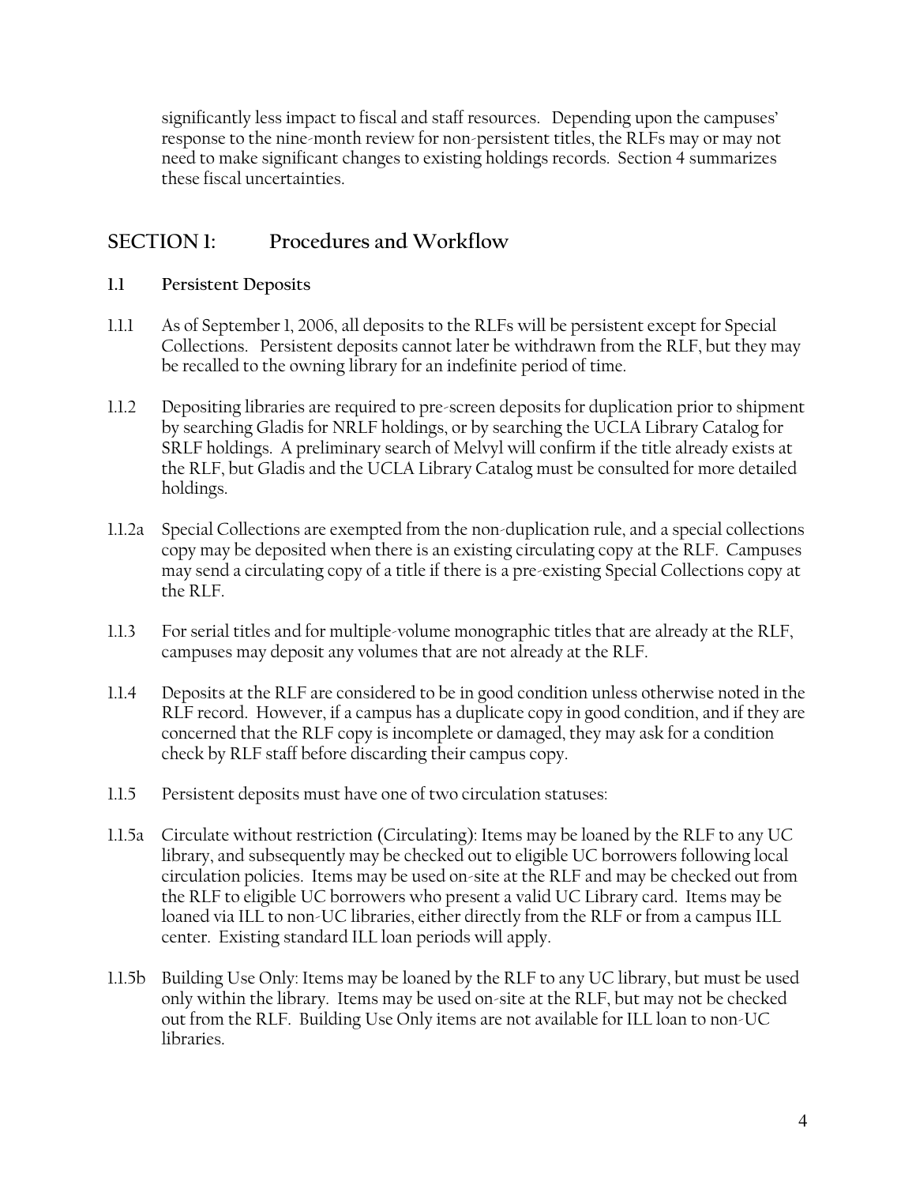significantly less impact to fiscal and staff resources. Depending upon the campuses' response to the nine-month review for non-persistent titles, the RLFs may or may not need to make significant changes to existing holdings records. Section 4 summarizes these fiscal uncertainties.

## SECTION 1: Procedures and Workflow

### 1.1 Persistent Deposits

1.1.1 As of September 1, 2006, all deposits to the RLFs will be persistent except for Special Collections. Persistent deposits cannot later be withdrawn from the RLF, but they may be recalled to the owning library for an indefinite period of time.

1.1.2 Depositing libraries are required to pre-screen deposits for duplication prior to shipment by searching Gladis for NRLF holdings, or by searching the UCLA Library Catalog for SRLF holdings. A preliminary search of Melvyl will confirm if the title already exists at the RLF, but Gladis and the UCLA Library Catalog must be consulted for more detailed holdings.

1.1.2a Special Collections are exempted from the non-duplication rule, and a special collections copy may be deposited when there is an existing circulating copy at the RLF. Campuses may send a circulating copy of a title if there is a pre-existing Special Collections copy at the RLF.

1.1.3 For serial titles and for multiple-volume monographic titles that are already at the RLF, campuses may deposit any volumes that are not already at the RLF.

1.1.4 Deposits at the RLF are considered to be in good condition unless otherwise noted in the RLF record. However, if a campus has a duplicate copy in good condition, and if they are concerned that the RLF copy is incomplete or damaged, they may ask for a condition check by RLF staff before discarding their campus copy.

1.1.5 Persistent deposits must have one of two circulation statuses:

1.1.5a Circulate without restriction (Circulating): Items may be loaned by the RLF to any UC library, and subsequently may be checked out to eligible UC borrowers following local circulation policies. Items may be used on-site at the RLF and may be checked out from the RLF to eligible UC borrowers who present a valid UC Library card. Items may be loaned via ILL to non-UC libraries, either directly from the RLF or from a campus ILL center. Existing standard ILL loan periods will apply.

1.1.5b Building Use Only: Items may be loaned by the RLF to any UC library, but must be used only within the library. Items may be used on-site at the RLF, but may not be checked out from the RLF. Building Use Only items are not available for ILL loan to non-UC libraries.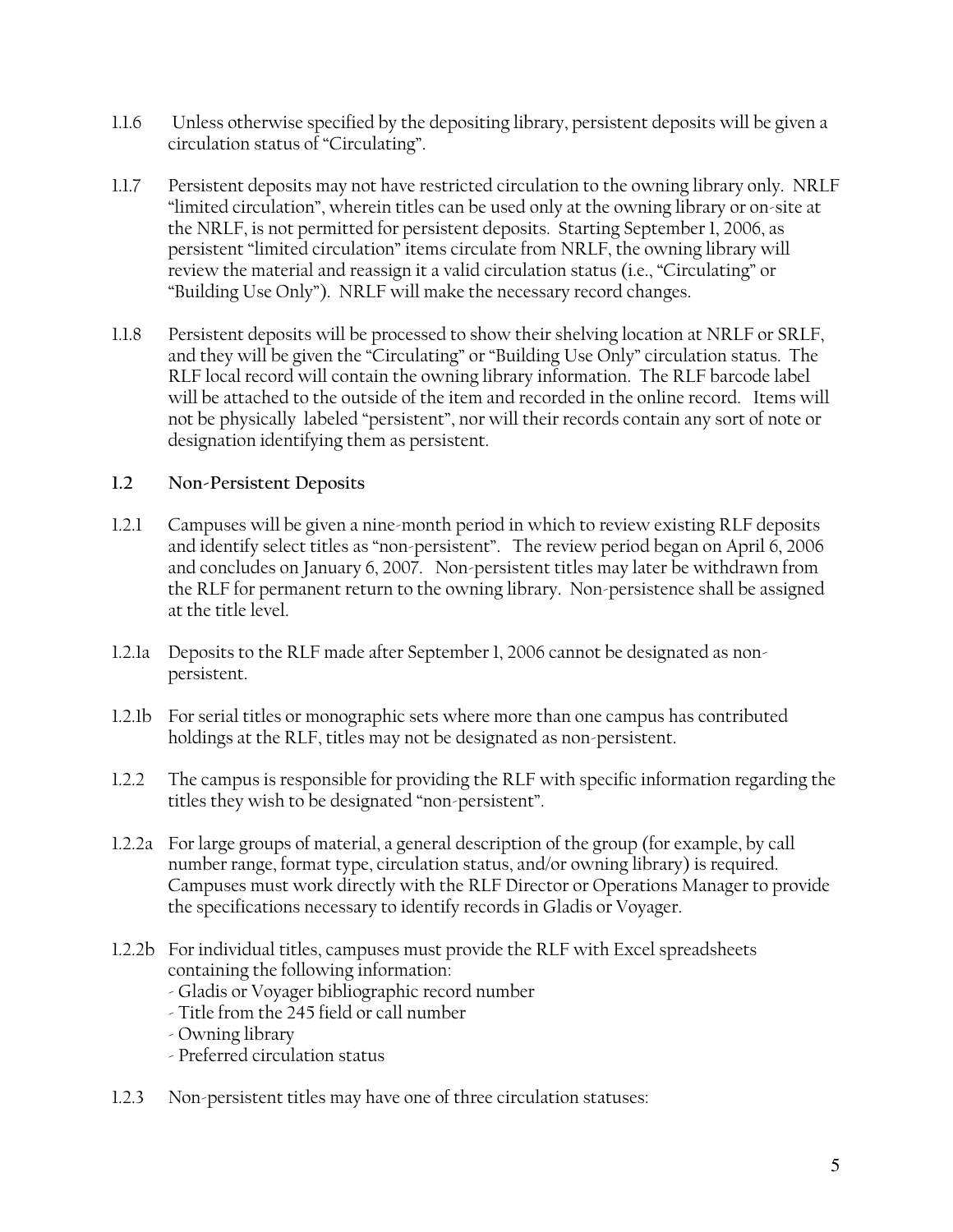1.1.6 Unless otherwise specified by the depositing library, persistent deposits will be given a circulation status of "Circulating".

1.1.7 Persistent deposits may not have restricted circulation to the owning library only. NRLF "limited circulation", wherein titles can be used only at the owning library or on-site at the NRLF, is not permitted for persistent deposits. Starting September 1, 2006, as persistent "limited circulation" items circulate from NRLF, the owning library will review the material and reassign it a valid circulation status (i.e., "Circulating" or "Building Use Only"). NRLF will make the necessary record changes.

1.1.8 Persistent deposits will be processed to show their shelving location at NRLF or SRLF, and they will be given the "Circulating" or "Building Use Only" circulation status. The RLF local record will contain the owning library information. The RLF barcode label will be attached to the outside of the item and recorded in the online record. Items will not be physically labeled "persistent", nor will their records contain any sort of note or designation identifying them as persistent.

### 1.2 Non-Persistent Deposits

1.2.1 Campuses will be given a nine-month period in which to review existing RLF deposits and identify select titles as "non-persistent". The review period began on April 6, 2006 and concludes on January 6, 2007. Non-persistent titles may later be withdrawn from the RLF for permanent return to the owning library. Non-persistence shall be assigned at the title level.

1.2.1a Deposits to the RLF made after September 1, 2006 cannot be designated as non-persistent.

1.2.1b For serial titles or monographic sets where more than one campus has contributed holdings at the RLF, titles may not be designated as non-persistent.

1.2.2 The campus is responsible for providing the RLF with specific information regarding the titles they wish to be designated "non-persistent".

1.2.2a For large groups of material, a general description of the group (for example, by call number range, format type, circulation status, and/or owning library) is required. Campuses must work directly with the RLF Director or Operations Manager to provide the specifications necessary to identify records in Gladis or Voyager.

1.2.2b For individual titles, campuses must provide the RLF with Excel spreadsheets containing the following information:

- Gladis or Voyager bibliographic record number
- Title from the 245 field or call number
- Owning library
- Preferred circulation status

1.2.3 Non-persistent titles may have one of three circulation statuses: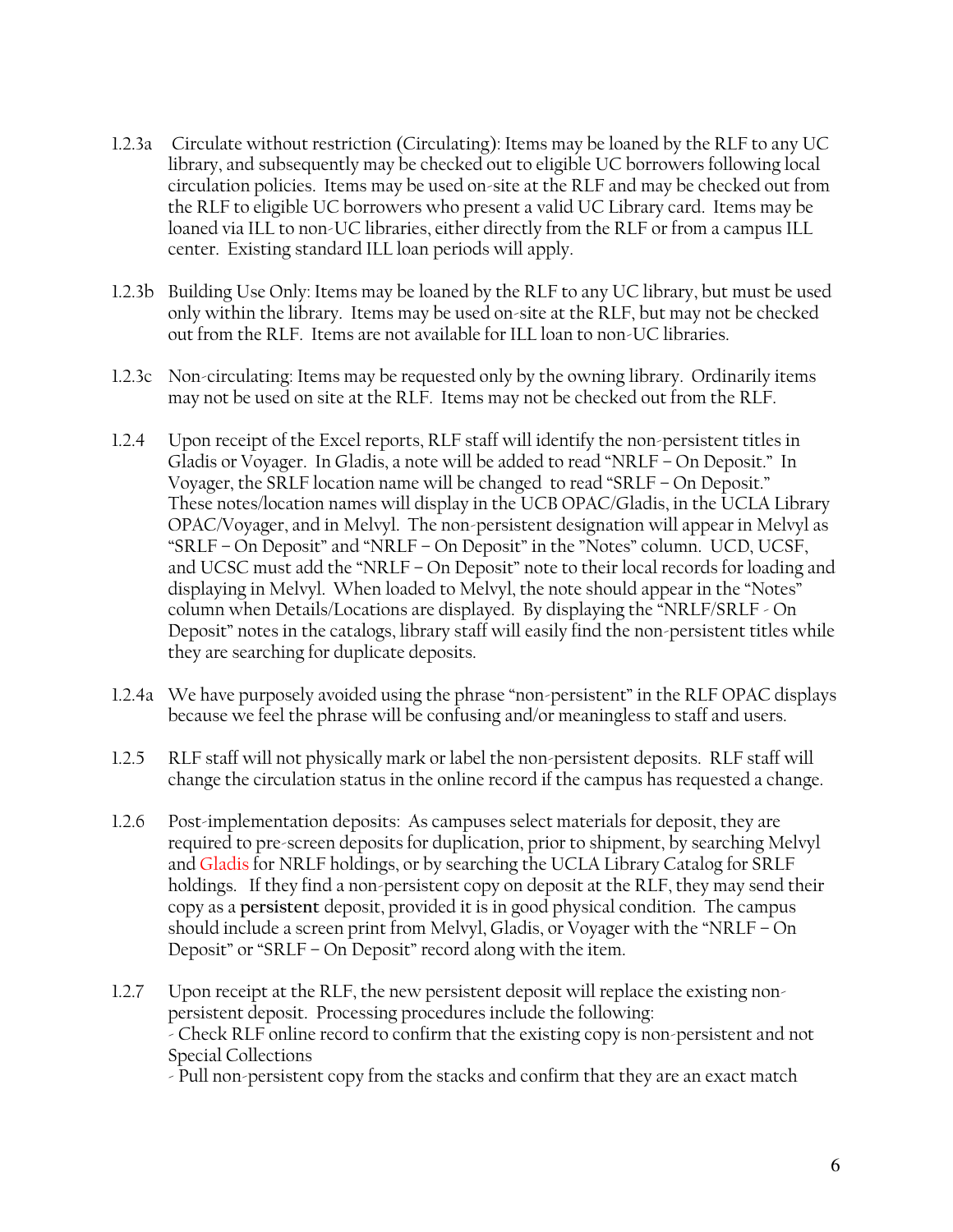1.2.3a Circulate without restriction (Circulating): Items may be loaned by the RLF to any UC library, and subsequently may be checked out to eligible UC borrowers following local circulation policies. Items may be used on-site at the RLF and may be checked out from the RLF to eligible UC borrowers who present a valid UC Library card. Items may be loaned via ILL to non-UC libraries, either directly from the RLF or from a campus ILL center. Existing standard ILL loan periods will apply.

1.2.3b Building Use Only: Items may be loaned by the RLF to any UC library, but must be used only within the library. Items may be used on-site at the RLF, but may not be checked out from the RLF. Items are not available for ILL loan to non-UC libraries.

1.2.3c Non-circulating: Items may be requested only by the owning library. Ordinarily items may not be used on site at the RLF. Items may not be checked out from the RLF.

1.2.4 Upon receipt of the Excel reports, RLF staff will identify the non-persistent titles in Gladis or Voyager. In Gladis, a note will be added to read "NRLF – On Deposit." In Voyager, the SRLF location name will be changed to read "SRLF – On Deposit." These notes/location names will display in the UCB OPAC/Gladis, in the UCLA Library OPAC/Voyager, and in Melvyl. The non-persistent designation will appear in Melvyl as "SRLF – On Deposit" and "NRLF – On Deposit" in the "Notes" column. UCD, UCSF, and UCSC must add the "NRLF – On Deposit" note to their local records for loading and displaying in Melvyl. When loaded to Melvyl, the note should appear in the "Notes" column when Details/Locations are displayed. By displaying the "NRLF/SRLF - On Deposit" notes in the catalogs, library staff will easily find the non-persistent titles while they are searching for duplicate deposits.

1.2.4a We have purposely avoided using the phrase "non-persistent" in the RLF OPAC displays because we feel the phrase will be confusing and/or meaningless to staff and users.

1.2.5 RLF staff will not physically mark or label the non-persistent deposits. RLF staff will change the circulation status in the online record if the campus has requested a change.

1.2.6 Post-implementation deposits: As campuses select materials for deposit, they are required to pre-screen deposits for duplication, prior to shipment, by searching Melvyl and Gladis for NRLF holdings, or by searching the UCLA Library Catalog for SRLF holdings. If they find a non-persistent copy on deposit at the RLF, they may send their copy as a **persistent** deposit, provided it is in good physical condition. The campus should include a screen print from Melvyl, Gladis, or Voyager with the "NRLF – On Deposit" or "SRLF – On Deposit" record along with the item.

1.2.7 Upon receipt at the RLF, the new persistent deposit will replace the existing non-persistent deposit. Processing procedures include the following:
- Check RLF online record to confirm that the existing copy is non-persistent and not Special Collections
- Pull non-persistent copy from the stacks and confirm that they are an exact match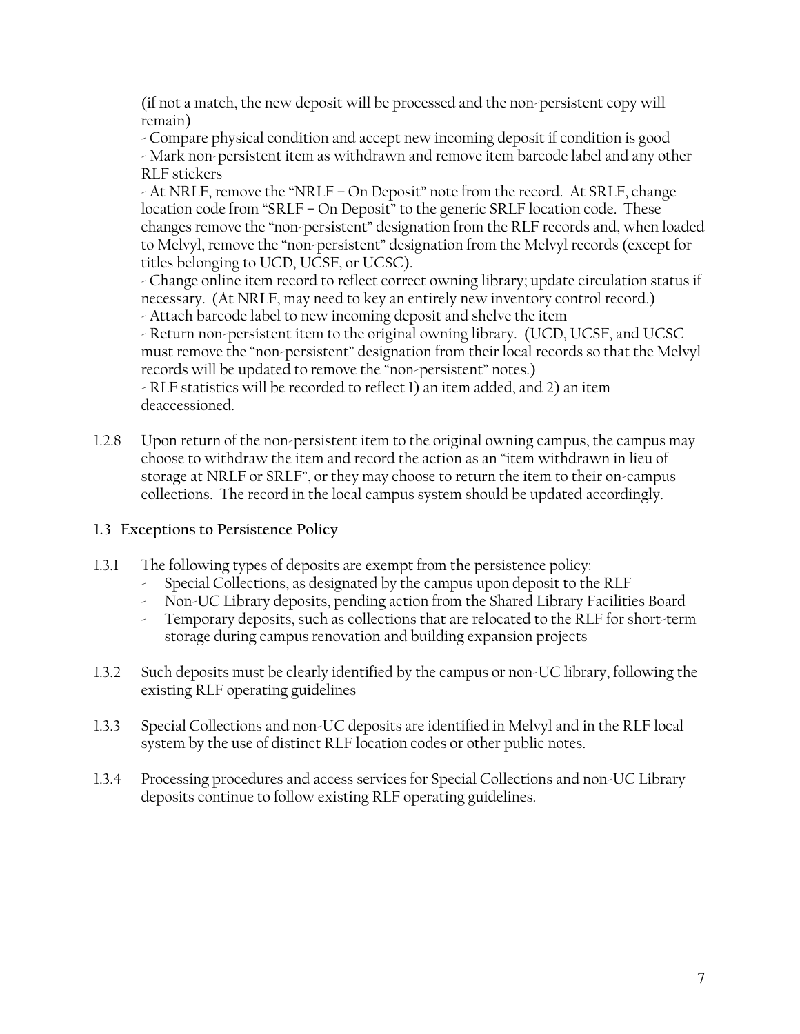(if not a match, the new deposit will be processed and the non-persistent copy will remain)

- Compare physical condition and accept new incoming deposit if condition is good
- Mark non-persistent item as withdrawn and remove item barcode label and any other RLF stickers
- At NRLF, remove the "NRLF – On Deposit" note from the record. At SRLF, change location code from "SRLF – On Deposit" to the generic SRLF location code. These changes remove the "non-persistent" designation from the RLF records and, when loaded to Melvyl, remove the "non-persistent" designation from the Melvyl records (except for titles belonging to UCD, UCSF, or UCSC).
- Change online item record to reflect correct owning library; update circulation status if necessary. (At NRLF, may need to key an entirely new inventory control record.)
- Attach barcode label to new incoming deposit and shelve the item
- Return non-persistent item to the original owning library. (UCD, UCSF, and UCSC must remove the "non-persistent" designation from their local records so that the Melvyl records will be updated to remove the "non-persistent" notes.)
- RLF statistics will be recorded to reflect 1) an item added, and 2) an item deaccessioned.

1.2.8 Upon return of the non-persistent item to the original owning campus, the campus may choose to withdraw the item and record the action as an "item withdrawn in lieu of storage at NRLF or SRLF", or they may choose to return the item to their on-campus collections. The record in the local campus system should be updated accordingly.

### 1.3 Exceptions to Persistence Policy

1.3.1 The following types of deposits are exempt from the persistence policy:

- Special Collections, as designated by the campus upon deposit to the RLF
- Non-UC Library deposits, pending action from the Shared Library Facilities Board
- Temporary deposits, such as collections that are relocated to the RLF for short-term storage during campus renovation and building expansion projects

1.3.2 Such deposits must be clearly identified by the campus or non-UC library, following the existing RLF operating guidelines

1.3.3 Special Collections and non-UC deposits are identified in Melvyl and in the RLF local system by the use of distinct RLF location codes or other public notes.

1.3.4 Processing procedures and access services for Special Collections and non-UC Library deposits continue to follow existing RLF operating guidelines.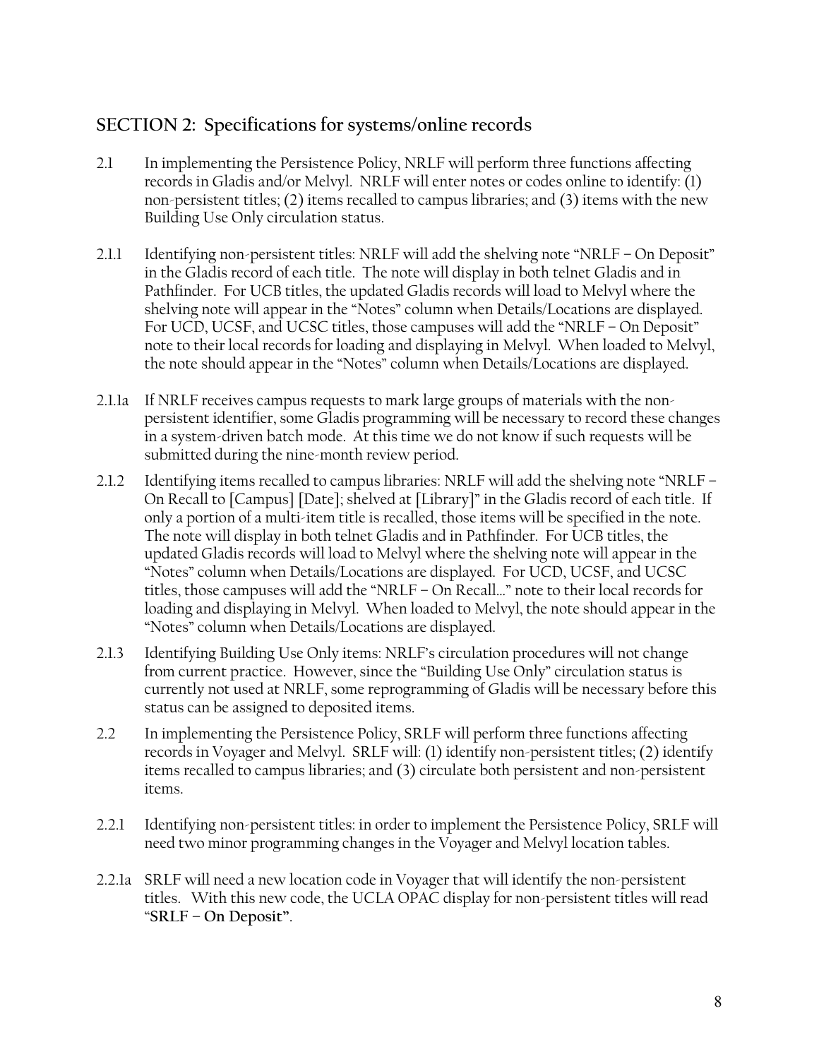## SECTION 2: Specifications for systems/online records

2.1 In implementing the Persistence Policy, NRLF will perform three functions affecting records in Gladis and/or Melvyl. NRLF will enter notes or codes online to identify: (1) non-persistent titles; (2) items recalled to campus libraries; and (3) items with the new Building Use Only circulation status.

2.1.1 Identifying non-persistent titles: NRLF will add the shelving note "NRLF – On Deposit" in the Gladis record of each title. The note will display in both telnet Gladis and in Pathfinder. For UCB titles, the updated Gladis records will load to Melvyl where the shelving note will appear in the "Notes" column when Details/Locations are displayed. For UCD, UCSF, and UCSC titles, those campuses will add the "NRLF – On Deposit" note to their local records for loading and displaying in Melvyl. When loaded to Melvyl, the note should appear in the "Notes" column when Details/Locations are displayed.

2.1.1a If NRLF receives campus requests to mark large groups of materials with the non-persistent identifier, some Gladis programming will be necessary to record these changes in a system-driven batch mode. At this time we do not know if such requests will be submitted during the nine-month review period.

2.1.2 Identifying items recalled to campus libraries: NRLF will add the shelving note "NRLF – On Recall to [Campus] [Date]; shelved at [Library]" in the Gladis record of each title. If only a portion of a multi-item title is recalled, those items will be specified in the note. The note will display in both telnet Gladis and in Pathfinder. For UCB titles, the updated Gladis records will load to Melvyl where the shelving note will appear in the "Notes" column when Details/Locations are displayed. For UCD, UCSF, and UCSC titles, those campuses will add the "NRLF – On Recall…" note to their local records for loading and displaying in Melvyl. When loaded to Melvyl, the note should appear in the "Notes" column when Details/Locations are displayed.

2.1.3 Identifying Building Use Only items: NRLF's circulation procedures will not change from current practice. However, since the "Building Use Only" circulation status is currently not used at NRLF, some reprogramming of Gladis will be necessary before this status can be assigned to deposited items.

2.2 In implementing the Persistence Policy, SRLF will perform three functions affecting records in Voyager and Melvyl. SRLF will: (1) identify non-persistent titles; (2) identify items recalled to campus libraries; and (3) circulate both persistent and non-persistent items.

2.2.1 Identifying non-persistent titles: in order to implement the Persistence Policy, SRLF will need two minor programming changes in the Voyager and Melvyl location tables.

2.2.1a SRLF will need a new location code in Voyager that will identify the non-persistent titles. With this new code, the UCLA OPAC display for non-persistent titles will read "**SRLF – On Deposit**".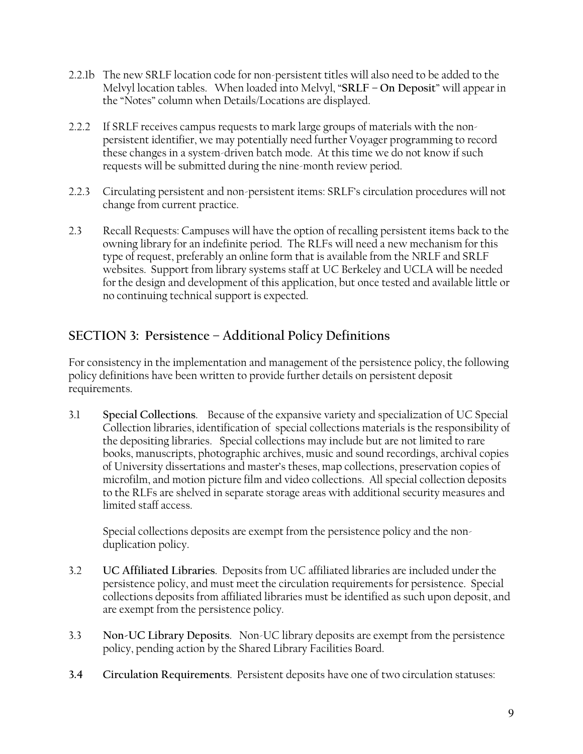2.2.1b The new SRLF location code for non-persistent titles will also need to be added to the Melvyl location tables. When loaded into Melvyl, "**SRLF – On Deposit**" will appear in the "Notes" column when Details/Locations are displayed.

2.2.2 If SRLF receives campus requests to mark large groups of materials with the non-persistent identifier, we may potentially need further Voyager programming to record these changes in a system-driven batch mode. At this time we do not know if such requests will be submitted during the nine-month review period.

2.2.3 Circulating persistent and non-persistent items: SRLF's circulation procedures will not change from current practice.

2.3 Recall Requests: Campuses will have the option of recalling persistent items back to the owning library for an indefinite period. The RLFs will need a new mechanism for this type of request, preferably an online form that is available from the NRLF and SRLF websites. Support from library systems staff at UC Berkeley and UCLA will be needed for the design and development of this application, but once tested and available little or no continuing technical support is expected.

## SECTION 3: Persistence – Additional Policy Definitions

For consistency in the implementation and management of the persistence policy, the following policy definitions have been written to provide further details on persistent deposit requirements.

3.1 **Special Collections**. Because of the expansive variety and specialization of UC Special Collection libraries, identification of special collections materials is the responsibility of the depositing libraries. Special collections may include but are not limited to rare books, manuscripts, photographic archives, music and sound recordings, archival copies of University dissertations and master's theses, map collections, preservation copies of microfilm, and motion picture film and video collections. All special collection deposits to the RLFs are shelved in separate storage areas with additional security measures and limited staff access.

Special collections deposits are exempt from the persistence policy and the non-duplication policy.

3.2 **UC Affiliated Libraries**. Deposits from UC affiliated libraries are included under the persistence policy, and must meet the circulation requirements for persistence. Special collections deposits from affiliated libraries must be identified as such upon deposit, and are exempt from the persistence policy.

3.3 **Non-UC Library Deposits**. Non-UC library deposits are exempt from the persistence policy, pending action by the Shared Library Facilities Board.

**3.4 Circulation Requirements**. Persistent deposits have one of two circulation statuses: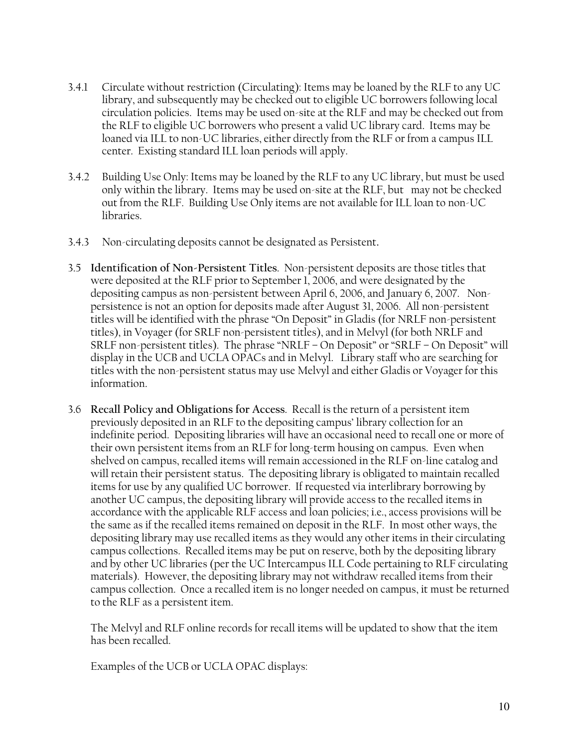3.4.1 Circulate without restriction (Circulating): Items may be loaned by the RLF to any UC library, and subsequently may be checked out to eligible UC borrowers following local circulation policies. Items may be used on-site at the RLF and may be checked out from the RLF to eligible UC borrowers who present a valid UC library card. Items may be loaned via ILL to non-UC libraries, either directly from the RLF or from a campus ILL center. Existing standard ILL loan periods will apply.

3.4.2 Building Use Only: Items may be loaned by the RLF to any UC library, but must be used only within the library. Items may be used on-site at the RLF, but may not be checked out from the RLF. Building Use Only items are not available for ILL loan to non-UC libraries.

3.4.3 Non-circulating deposits cannot be designated as Persistent.

3.5 **Identification of Non-Persistent Titles**. Non-persistent deposits are those titles that were deposited at the RLF prior to September 1, 2006, and were designated by the depositing campus as non-persistent between April 6, 2006, and January 6, 2007. Non-persistence is not an option for deposits made after August 31, 2006. All non-persistent titles will be identified with the phrase "On Deposit" in Gladis (for NRLF non-persistent titles), in Voyager (for SRLF non-persistent titles), and in Melvyl (for both NRLF and SRLF non-persistent titles). The phrase "NRLF – On Deposit" or "SRLF – On Deposit" will display in the UCB and UCLA OPACs and in Melvyl. Library staff who are searching for titles with the non-persistent status may use Melvyl and either Gladis or Voyager for this information.

3.6 **Recall Policy and Obligations for Access**. Recall is the return of a persistent item previously deposited in an RLF to the depositing campus' library collection for an indefinite period. Depositing libraries will have an occasional need to recall one or more of their own persistent items from an RLF for long-term housing on campus. Even when shelved on campus, recalled items will remain accessioned in the RLF on-line catalog and will retain their persistent status. The depositing library is obligated to maintain recalled items for use by any qualified UC borrower. If requested via interlibrary borrowing by another UC campus, the depositing library will provide access to the recalled items in accordance with the applicable RLF access and loan policies; i.e., access provisions will be the same as if the recalled items remained on deposit in the RLF. In most other ways, the depositing library may use recalled items as they would any other items in their circulating campus collections. Recalled items may be put on reserve, both by the depositing library and by other UC libraries (per the UC Intercampus ILL Code pertaining to RLF circulating materials). However, the depositing library may not withdraw recalled items from their campus collection. Once a recalled item is no longer needed on campus, it must be returned to the RLF as a persistent item.

The Melvyl and RLF online records for recall items will be updated to show that the item has been recalled.

Examples of the UCB or UCLA OPAC displays: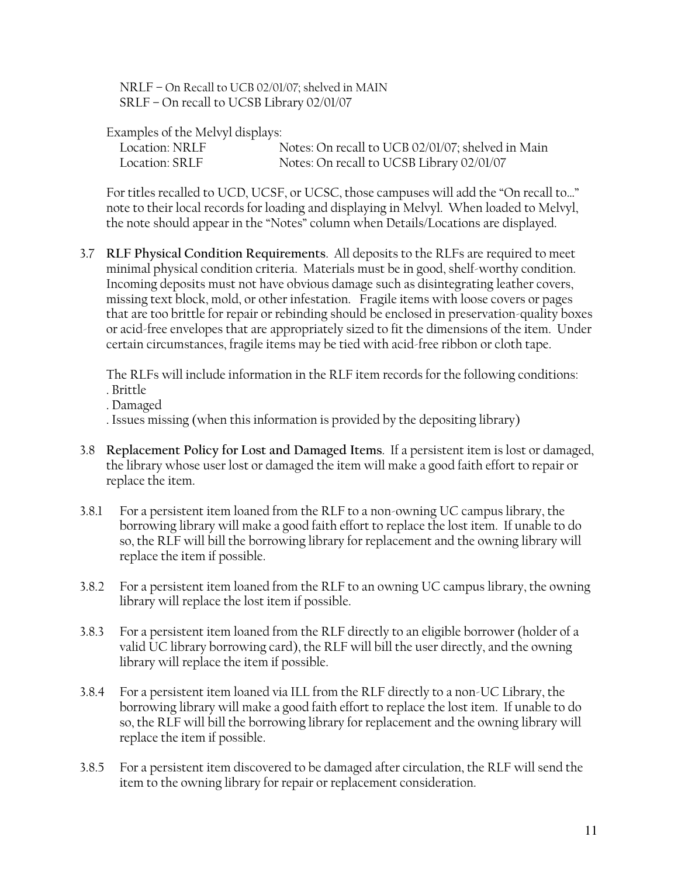NRLF – On Recall to UCB 02/01/07; shelved in MAIN
SRLF – On recall to UCSB Library 02/01/07

Examples of the Melvyl displays:

| | |
|---|---|
| Location: NRLF | Notes: On recall to UCB 02/01/07; shelved in Main |
| Location: SRLF | Notes: On recall to UCSB Library 02/01/07 |

For titles recalled to UCD, UCSF, or UCSC, those campuses will add the "On recall to…" note to their local records for loading and displaying in Melvyl. When loaded to Melvyl, the note should appear in the "Notes" column when Details/Locations are displayed.

3.7 **RLF Physical Condition Requirements**. All deposits to the RLFs are required to meet minimal physical condition criteria. Materials must be in good, shelf-worthy condition. Incoming deposits must not have obvious damage such as disintegrating leather covers, missing text block, mold, or other infestation. Fragile items with loose covers or pages that are too brittle for repair or rebinding should be enclosed in preservation-quality boxes or acid-free envelopes that are appropriately sized to fit the dimensions of the item. Under certain circumstances, fragile items may be tied with acid-free ribbon or cloth tape.

The RLFs will include information in the RLF item records for the following conditions:
. Brittle
. Damaged
. Issues missing (when this information is provided by the depositing library)

3.8 **Replacement Policy for Lost and Damaged Items**. If a persistent item is lost or damaged, the library whose user lost or damaged the item will make a good faith effort to repair or replace the item.

3.8.1 For a persistent item loaned from the RLF to a non-owning UC campus library, the borrowing library will make a good faith effort to replace the lost item. If unable to do so, the RLF will bill the borrowing library for replacement and the owning library will replace the item if possible.

3.8.2 For a persistent item loaned from the RLF to an owning UC campus library, the owning library will replace the lost item if possible.

3.8.3 For a persistent item loaned from the RLF directly to an eligible borrower (holder of a valid UC library borrowing card), the RLF will bill the user directly, and the owning library will replace the item if possible.

3.8.4 For a persistent item loaned via ILL from the RLF directly to a non-UC Library, the borrowing library will make a good faith effort to replace the lost item. If unable to do so, the RLF will bill the borrowing library for replacement and the owning library will replace the item if possible.

3.8.5 For a persistent item discovered to be damaged after circulation, the RLF will send the item to the owning library for repair or replacement consideration.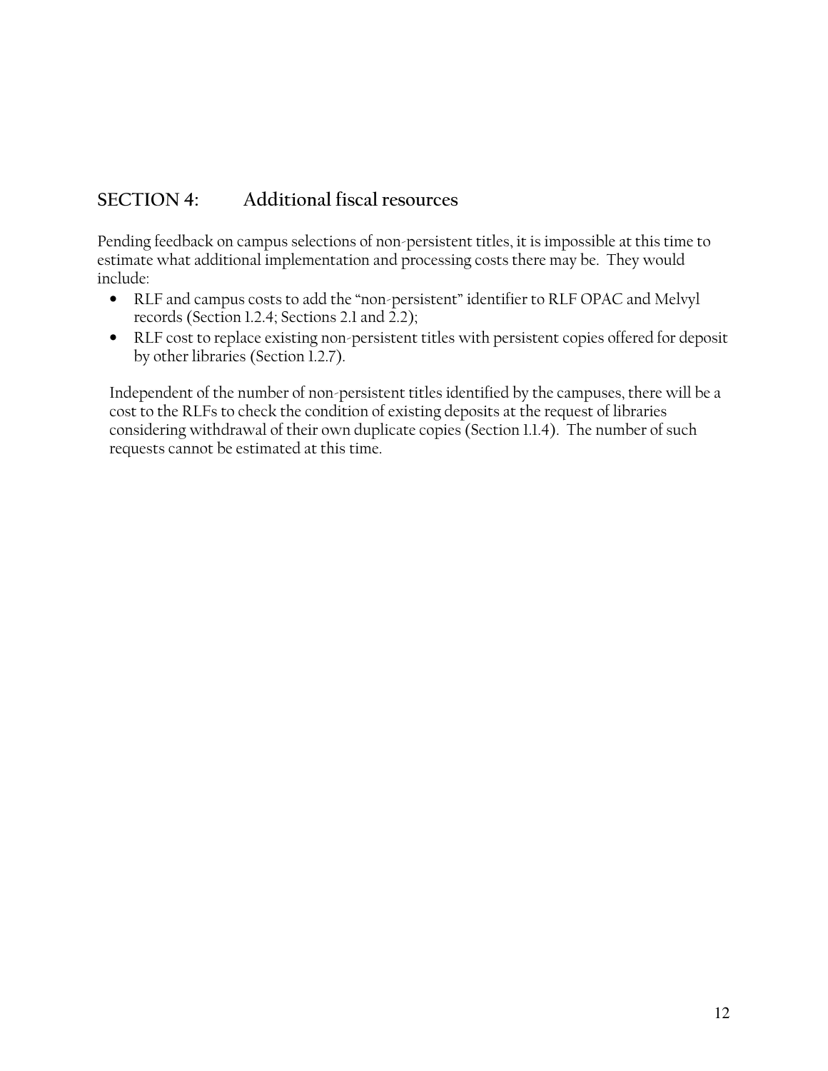## SECTION 4: Additional fiscal resources

Pending feedback on campus selections of non-persistent titles, it is impossible at this time to estimate what additional implementation and processing costs there may be. They would include:

- RLF and campus costs to add the "non-persistent" identifier to RLF OPAC and Melvyl records (Section 1.2.4; Sections 2.1 and 2.2);
- RLF cost to replace existing non-persistent titles with persistent copies offered for deposit by other libraries (Section 1.2.7).

Independent of the number of non-persistent titles identified by the campuses, there will be a cost to the RLFs to check the condition of existing deposits at the request of libraries considering withdrawal of their own duplicate copies (Section 1.1.4). The number of such requests cannot be estimated at this time.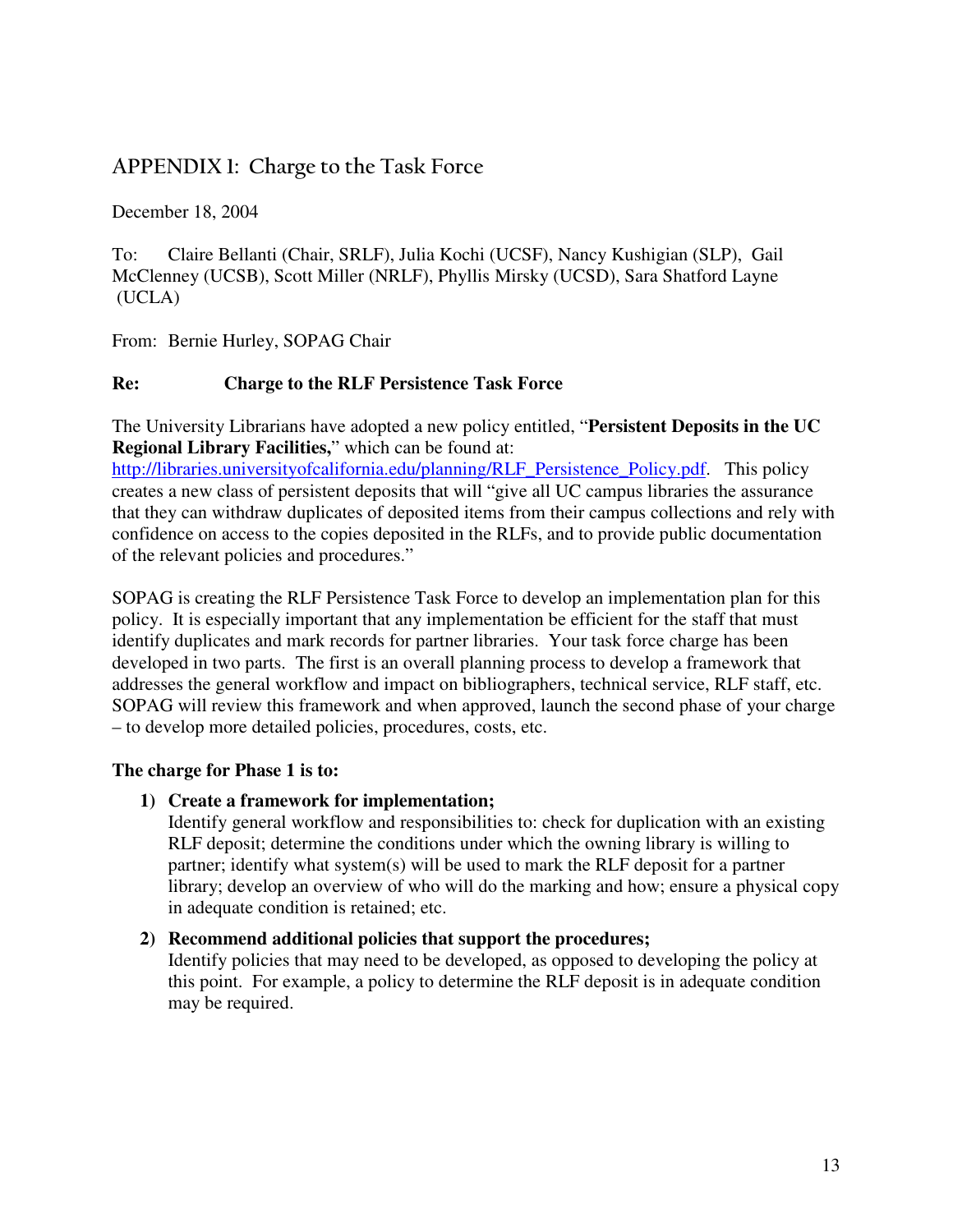## APPENDIX 1: Charge to the Task Force

December 18, 2004

To: Claire Bellanti (Chair, SRLF), Julia Kochi (UCSF), Nancy Kushigian (SLP), Gail McClenney (UCSB), Scott Miller (NRLF), Phyllis Mirsky (UCSD), Sara Shatford Layne (UCLA)

From: Bernie Hurley, SOPAG Chair

**Re: Charge to the RLF Persistence Task Force**

The University Librarians have adopted a new policy entitled, "**Persistent Deposits in the UC Regional Library Facilities,**" which can be found at: http://libraries.universityofcalifornia.edu/planning/RLF_Persistence_Policy.pdf. This policy creates a new class of persistent deposits that will "give all UC campus libraries the assurance that they can withdraw duplicates of deposited items from their campus collections and rely with confidence on access to the copies deposited in the RLFs, and to provide public documentation of the relevant policies and procedures."

SOPAG is creating the RLF Persistence Task Force to develop an implementation plan for this policy. It is especially important that any implementation be efficient for the staff that must identify duplicates and mark records for partner libraries. Your task force charge has been developed in two parts. The first is an overall planning process to develop a framework that addresses the general workflow and impact on bibliographers, technical service, RLF staff, etc. SOPAG will review this framework and when approved, launch the second phase of your charge – to develop more detailed policies, procedures, costs, etc.

**The charge for Phase 1 is to:**

1) **Create a framework for implementation;**
   Identify general workflow and responsibilities to: check for duplication with an existing RLF deposit; determine the conditions under which the owning library is willing to partner; identify what system(s) will be used to mark the RLF deposit for a partner library; develop an overview of who will do the marking and how; ensure a physical copy in adequate condition is retained; etc.

2) **Recommend additional policies that support the procedures;**
   Identify policies that may need to be developed, as opposed to developing the policy at this point. For example, a policy to determine the RLF deposit is in adequate condition may be required.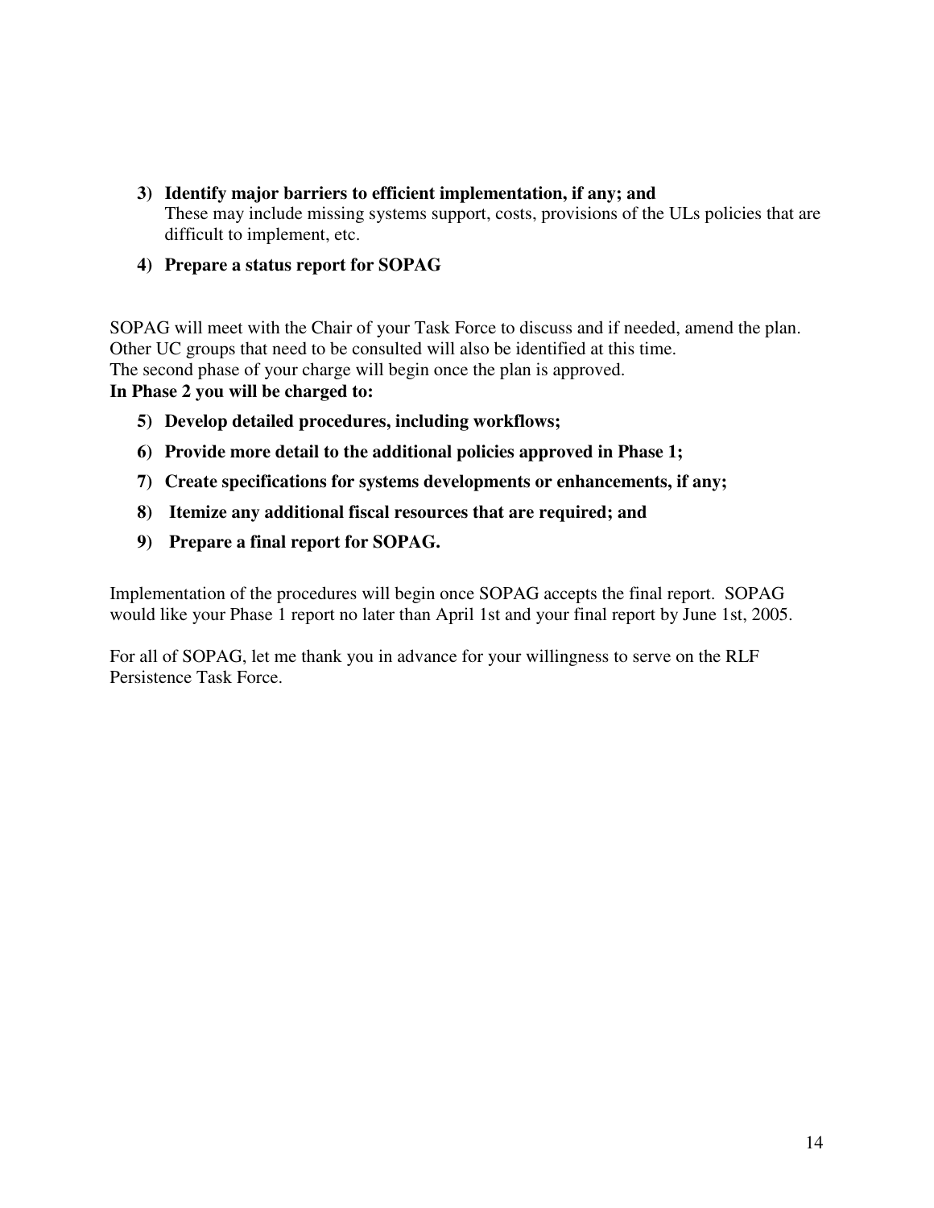3) **Identify major barriers to efficient implementation, if any; and**
   These may include missing systems support, costs, provisions of the ULs policies that are difficult to implement, etc.

4) **Prepare a status report for SOPAG**

SOPAG will meet with the Chair of your Task Force to discuss and if needed, amend the plan. Other UC groups that need to be consulted will also be identified at this time.
The second phase of your charge will begin once the plan is approved.
**In Phase 2 you will be charged to:**

5) **Develop detailed procedures, including workflows;**
6) **Provide more detail to the additional policies approved in Phase 1;**
7) **Create specifications for systems developments or enhancements, if any;**
8) **Itemize any additional fiscal resources that are required; and**
9) **Prepare a final report for SOPAG.**

Implementation of the procedures will begin once SOPAG accepts the final report. SOPAG would like your Phase 1 report no later than April 1st and your final report by June 1st, 2005.

For all of SOPAG, let me thank you in advance for your willingness to serve on the RLF Persistence Task Force.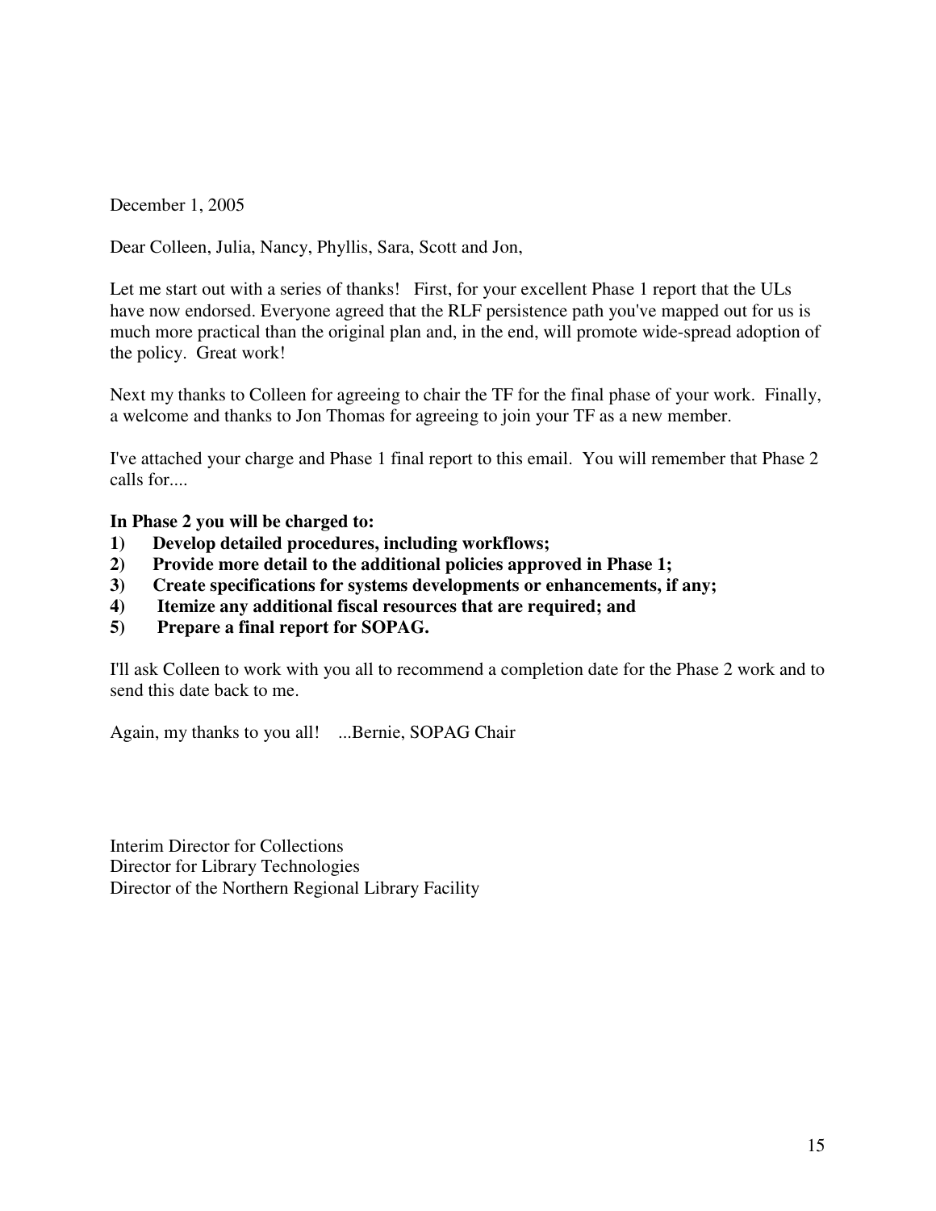December 1, 2005

Dear Colleen, Julia, Nancy, Phyllis, Sara, Scott and Jon,

Let me start out with a series of thanks! First, for your excellent Phase 1 report that the ULs have now endorsed. Everyone agreed that the RLF persistence path you've mapped out for us is much more practical than the original plan and, in the end, will promote wide-spread adoption of the policy. Great work!

Next my thanks to Colleen for agreeing to chair the TF for the final phase of your work. Finally, a welcome and thanks to Jon Thomas for agreeing to join your TF as a new member.

I've attached your charge and Phase 1 final report to this email. You will remember that Phase 2 calls for....

**In Phase 2 you will be charged to:**

1) **Develop detailed procedures, including workflows;**
2) **Provide more detail to the additional policies approved in Phase 1;**
3) **Create specifications for systems developments or enhancements, if any;**
4) **Itemize any additional fiscal resources that are required; and**
5) **Prepare a final report for SOPAG.**

I'll ask Colleen to work with you all to recommend a completion date for the Phase 2 work and to send this date back to me.

Again, my thanks to you all! ...Bernie, SOPAG Chair

Interim Director for Collections
Director for Library Technologies
Director of the Northern Regional Library Facility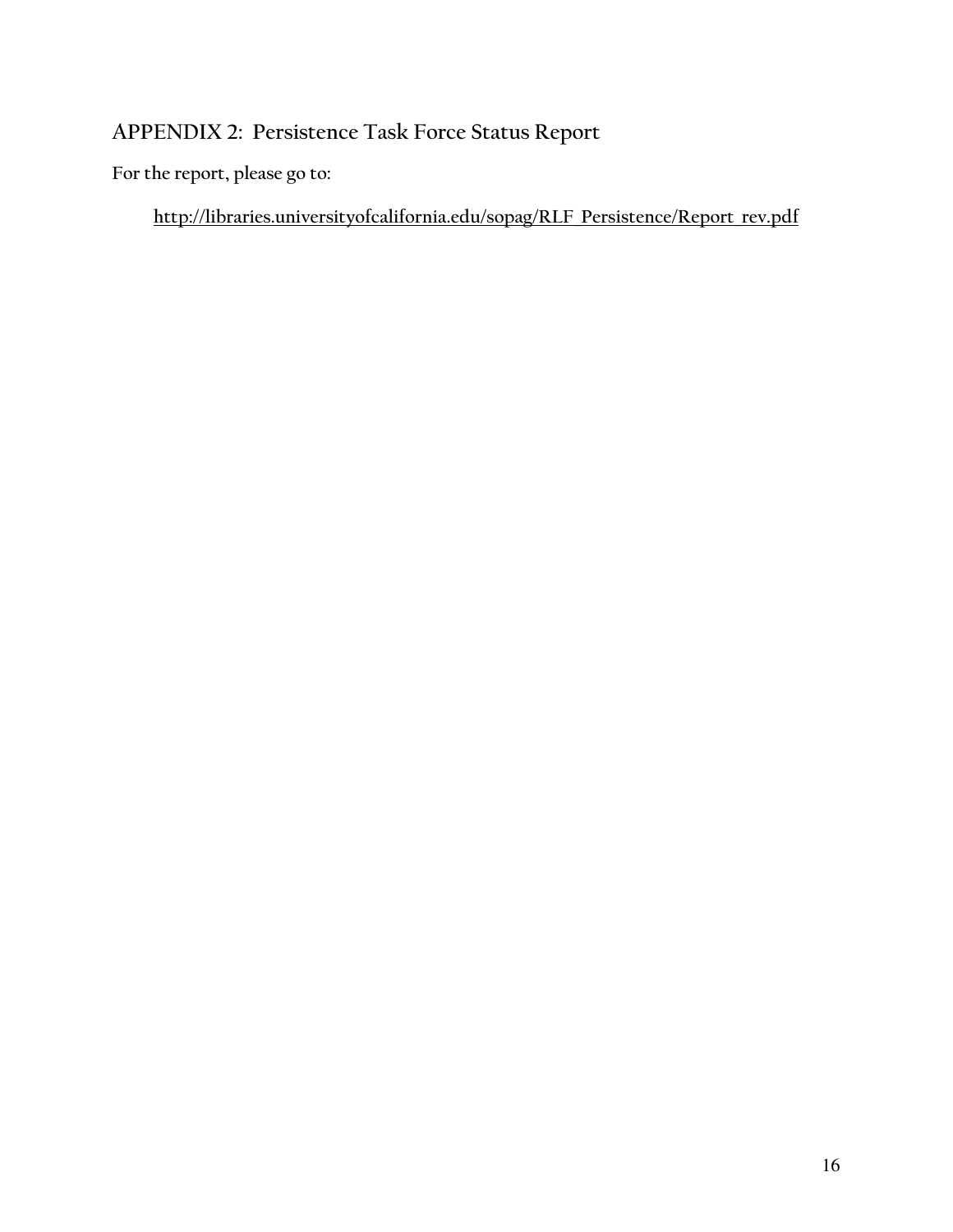## APPENDIX 2: Persistence Task Force Status Report

**For the report, please go to:**

http://libraries.universityofcalifornia.edu/sopag/RLF_Persistence/Report_rev.pdf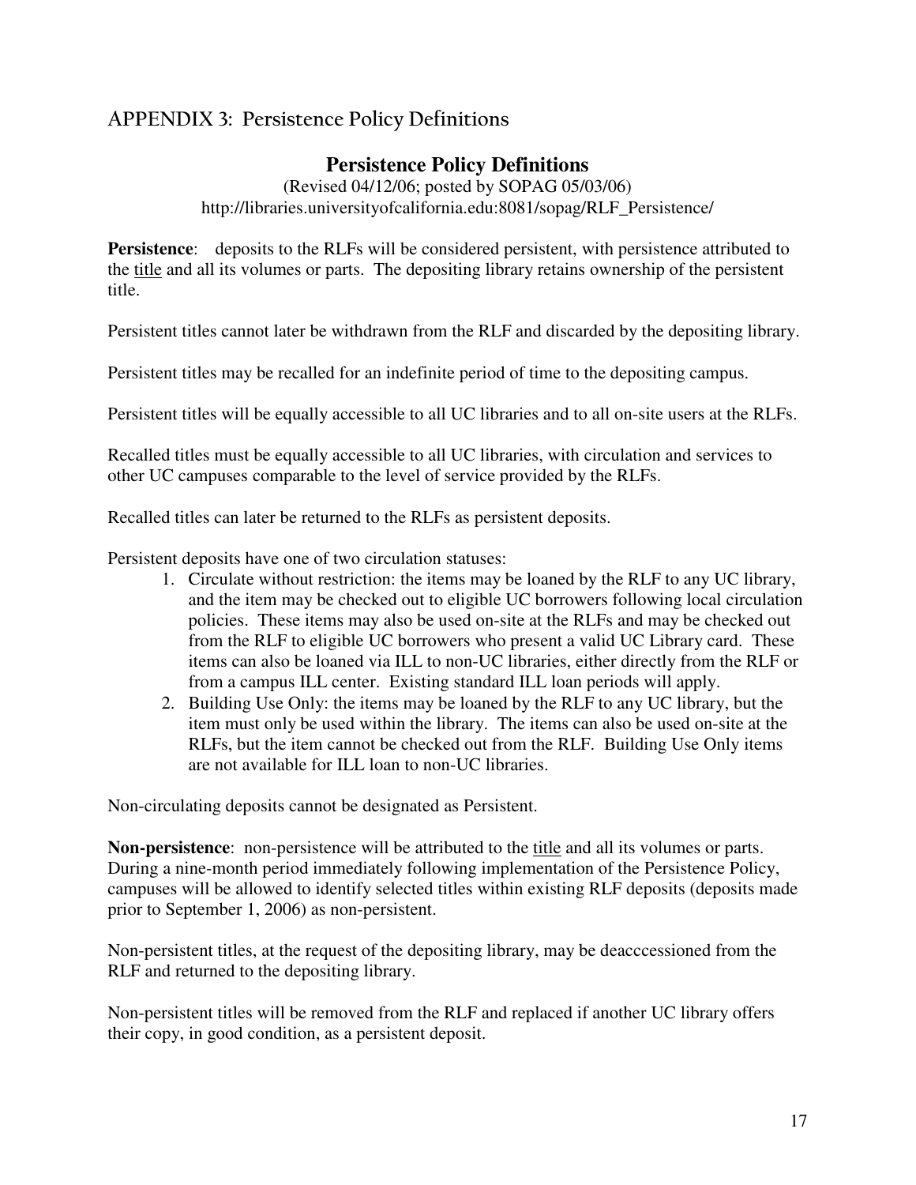## APPENDIX 3: Persistence Policy Definitions

### Persistence Policy Definitions

(Revised 04/12/06; posted by SOPAG 05/03/06)
http://libraries.universityofcalifornia.edu:8081/sopag/RLF_Persistence/

**Persistence**: deposits to the RLFs will be considered persistent, with persistence attributed to the <u>title</u> and all its volumes or parts. The depositing library retains ownership of the persistent title.

Persistent titles cannot later be withdrawn from the RLF and discarded by the depositing library.

Persistent titles may be recalled for an indefinite period of time to the depositing campus.

Persistent titles will be equally accessible to all UC libraries and to all on-site users at the RLFs.

Recalled titles must be equally accessible to all UC libraries, with circulation and services to other UC campuses comparable to the level of service provided by the RLFs.

Recalled titles can later be returned to the RLFs as persistent deposits.

Persistent deposits have one of two circulation statuses:

1. Circulate without restriction: the items may be loaned by the RLF to any UC library, and the item may be checked out to eligible UC borrowers following local circulation policies. These items may also be used on-site at the RLFs and may be checked out from the RLF to eligible UC borrowers who present a valid UC Library card. These items can also be loaned via ILL to non-UC libraries, either directly from the RLF or from a campus ILL center. Existing standard ILL loan periods will apply.
2. Building Use Only: the items may be loaned by the RLF to any UC library, but the item must only be used within the library. The items can also be used on-site at the RLFs, but the item cannot be checked out from the RLF. Building Use Only items are not available for ILL loan to non-UC libraries.

Non-circulating deposits cannot be designated as Persistent.

**Non-persistence**: non-persistence will be attributed to the <u>title</u> and all its volumes or parts. During a nine-month period immediately following implementation of the Persistence Policy, campuses will be allowed to identify selected titles within existing RLF deposits (deposits made prior to September 1, 2006) as non-persistent.

Non-persistent titles, at the request of the depositing library, may be deacccessioned from the RLF and returned to the depositing library.

Non-persistent titles will be removed from the RLF and replaced if another UC library offers their copy, in good condition, as a persistent deposit.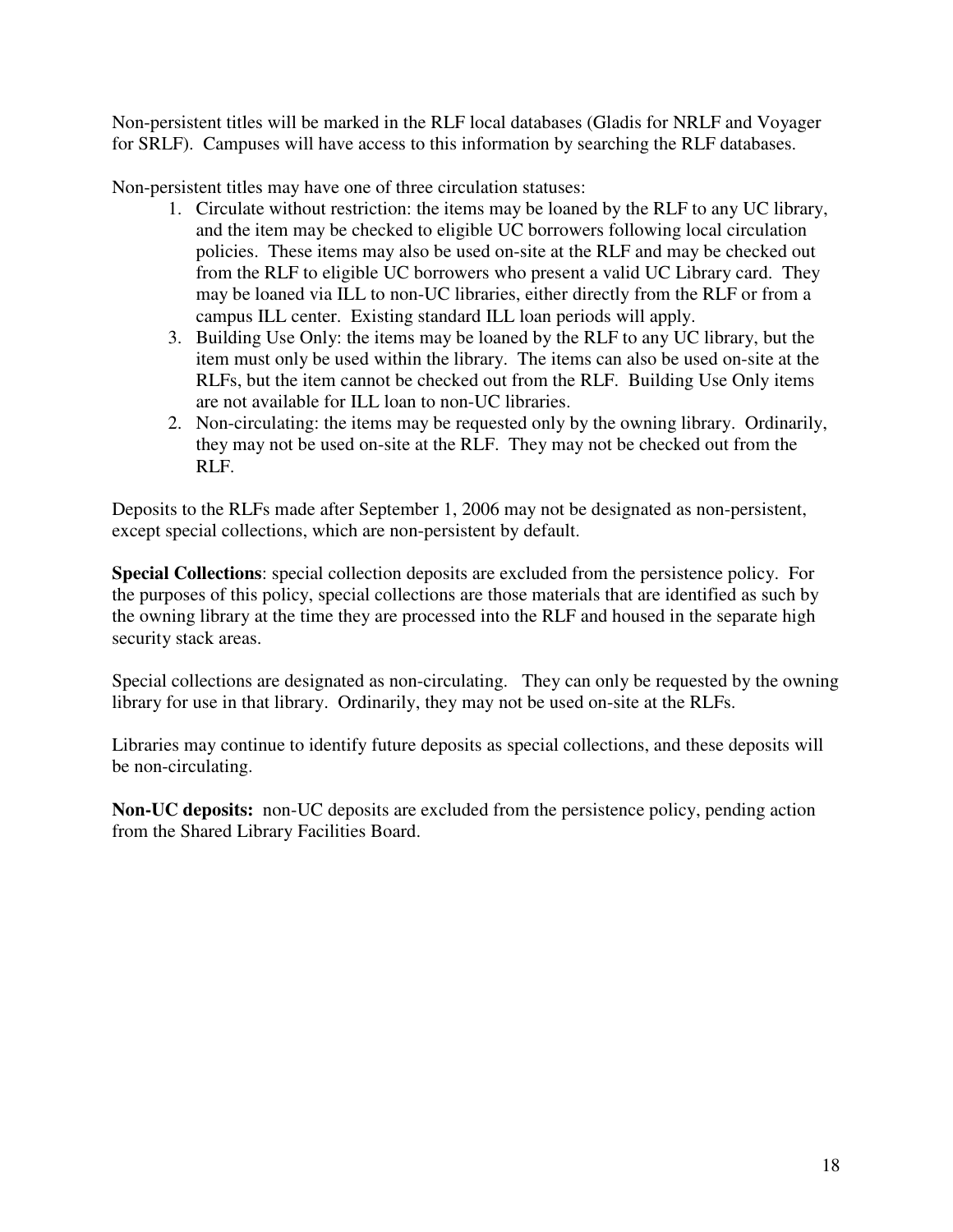Non-persistent titles will be marked in the RLF local databases (Gladis for NRLF and Voyager for SRLF). Campuses will have access to this information by searching the RLF databases.

Non-persistent titles may have one of three circulation statuses:

1. Circulate without restriction: the items may be loaned by the RLF to any UC library, and the item may be checked to eligible UC borrowers following local circulation policies. These items may also be used on-site at the RLF and may be checked out from the RLF to eligible UC borrowers who present a valid UC Library card. They may be loaned via ILL to non-UC libraries, either directly from the RLF or from a campus ILL center. Existing standard ILL loan periods will apply.
3. Building Use Only: the items may be loaned by the RLF to any UC library, but the item must only be used within the library. The items can also be used on-site at the RLFs, but the item cannot be checked out from the RLF. Building Use Only items are not available for ILL loan to non-UC libraries.
2. Non-circulating: the items may be requested only by the owning library. Ordinarily, they may not be used on-site at the RLF. They may not be checked out from the RLF.

Deposits to the RLFs made after September 1, 2006 may not be designated as non-persistent, except special collections, which are non-persistent by default.

**Special Collections**: special collection deposits are excluded from the persistence policy. For the purposes of this policy, special collections are those materials that are identified as such by the owning library at the time they are processed into the RLF and housed in the separate high security stack areas.

Special collections are designated as non-circulating. They can only be requested by the owning library for use in that library. Ordinarily, they may not be used on-site at the RLFs.

Libraries may continue to identify future deposits as special collections, and these deposits will be non-circulating.

**Non-UC deposits:** non-UC deposits are excluded from the persistence policy, pending action from the Shared Library Facilities Board.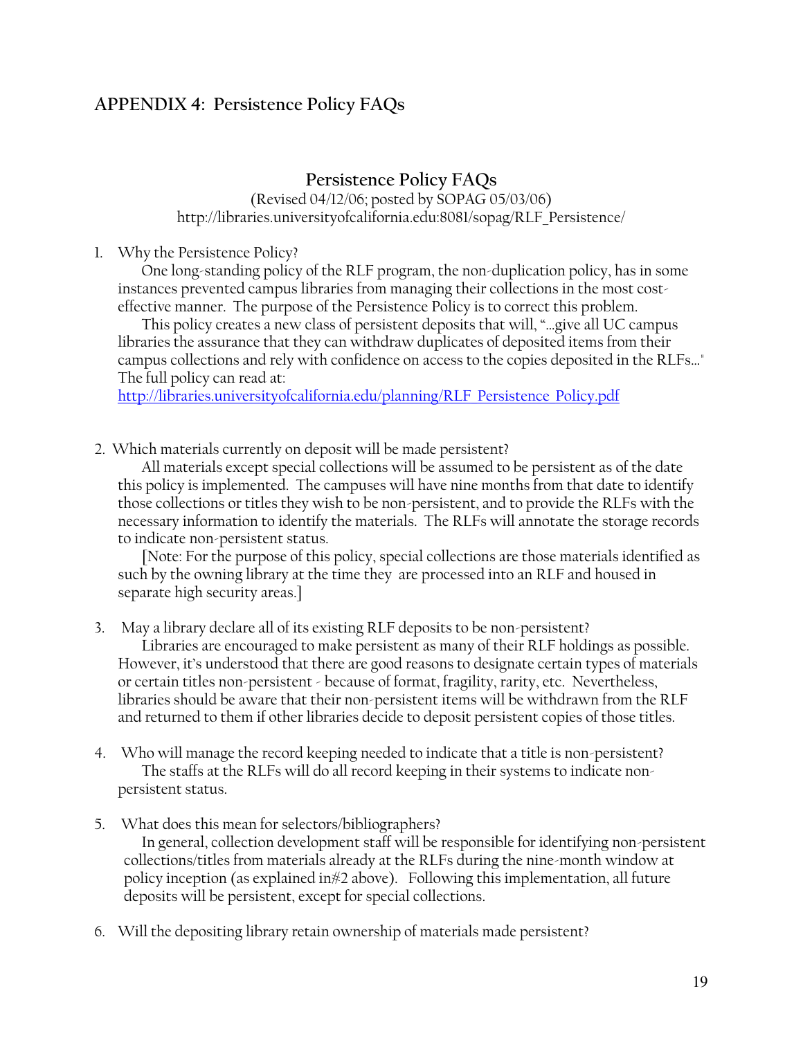## APPENDIX 4: Persistence Policy FAQs

### Persistence Policy FAQs

(Revised 04/12/06; posted by SOPAG 05/03/06)
http://libraries.universityofcalifornia.edu:8081/sopag/RLF_Persistence/

1. Why the Persistence Policy?

   One long-standing policy of the RLF program, the non-duplication policy, has in some instances prevented campus libraries from managing their collections in the most cost-effective manner. The purpose of the Persistence Policy is to correct this problem.

   This policy creates a new class of persistent deposits that will, "…give all UC campus libraries the assurance that they can withdraw duplicates of deposited items from their campus collections and rely with confidence on access to the copies deposited in the RLFs…" The full policy can read at:
   [http://libraries.universityofcalifornia.edu/planning/RLF_Persistence_Policy.pdf](http://libraries.universityofcalifornia.edu/planning/RLF_Persistence_Policy.pdf)

2. Which materials currently on deposit will be made persistent?

   All materials except special collections will be assumed to be persistent as of the date this policy is implemented. The campuses will have nine months from that date to identify those collections or titles they wish to be non-persistent, and to provide the RLFs with the necessary information to identify the materials. The RLFs will annotate the storage records to indicate non-persistent status.

   [Note: For the purpose of this policy, special collections are those materials identified as such by the owning library at the time they are processed into an RLF and housed in separate high security areas.]

3. May a library declare all of its existing RLF deposits to be non-persistent?

   Libraries are encouraged to make persistent as many of their RLF holdings as possible. However, it's understood that there are good reasons to designate certain types of materials or certain titles non-persistent - because of format, fragility, rarity, etc. Nevertheless, libraries should be aware that their non-persistent items will be withdrawn from the RLF and returned to them if other libraries decide to deposit persistent copies of those titles.

4. Who will manage the record keeping needed to indicate that a title is non-persistent?

   The staffs at the RLFs will do all record keeping in their systems to indicate non-persistent status.

5. What does this mean for selectors/bibliographers?

   In general, collection development staff will be responsible for identifying non-persistent collections/titles from materials already at the RLFs during the nine-month window at policy inception (as explained in#2 above). Following this implementation, all future deposits will be persistent, except for special collections.

6. Will the depositing library retain ownership of materials made persistent?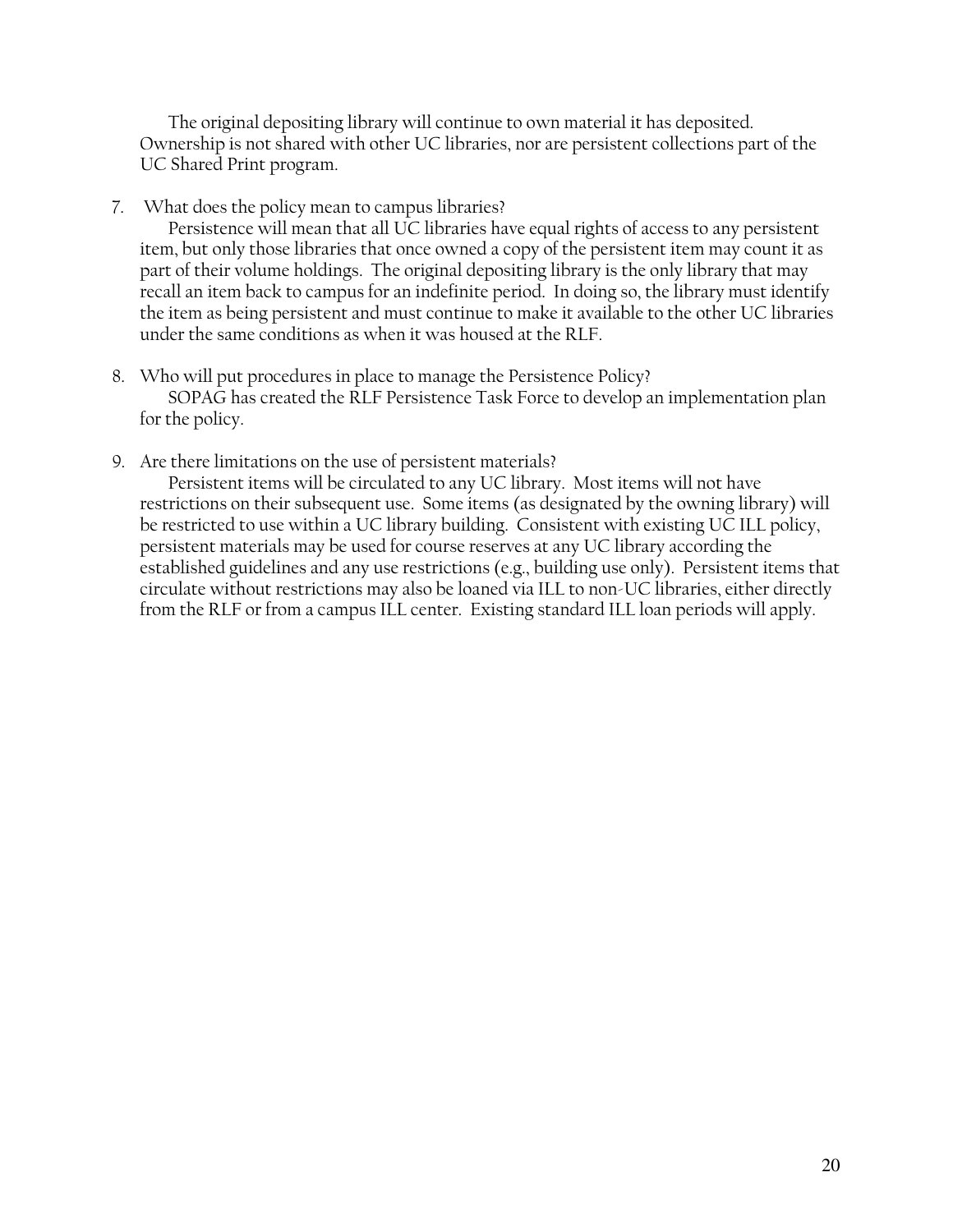The original depositing library will continue to own material it has deposited. Ownership is not shared with other UC libraries, nor are persistent collections part of the UC Shared Print program.

7. What does the policy mean to campus libraries?

   Persistence will mean that all UC libraries have equal rights of access to any persistent item, but only those libraries that once owned a copy of the persistent item may count it as part of their volume holdings. The original depositing library is the only library that may recall an item back to campus for an indefinite period. In doing so, the library must identify the item as being persistent and must continue to make it available to the other UC libraries under the same conditions as when it was housed at the RLF.

8. Who will put procedures in place to manage the Persistence Policy?

   SOPAG has created the RLF Persistence Task Force to develop an implementation plan for the policy.

9. Are there limitations on the use of persistent materials?

   Persistent items will be circulated to any UC library. Most items will not have restrictions on their subsequent use. Some items (as designated by the owning library) will be restricted to use within a UC library building. Consistent with existing UC ILL policy, persistent materials may be used for course reserves at any UC library according the established guidelines and any use restrictions (e.g., building use only). Persistent items that circulate without restrictions may also be loaned via ILL to non-UC libraries, either directly from the RLF or from a campus ILL center. Existing standard ILL loan periods will apply.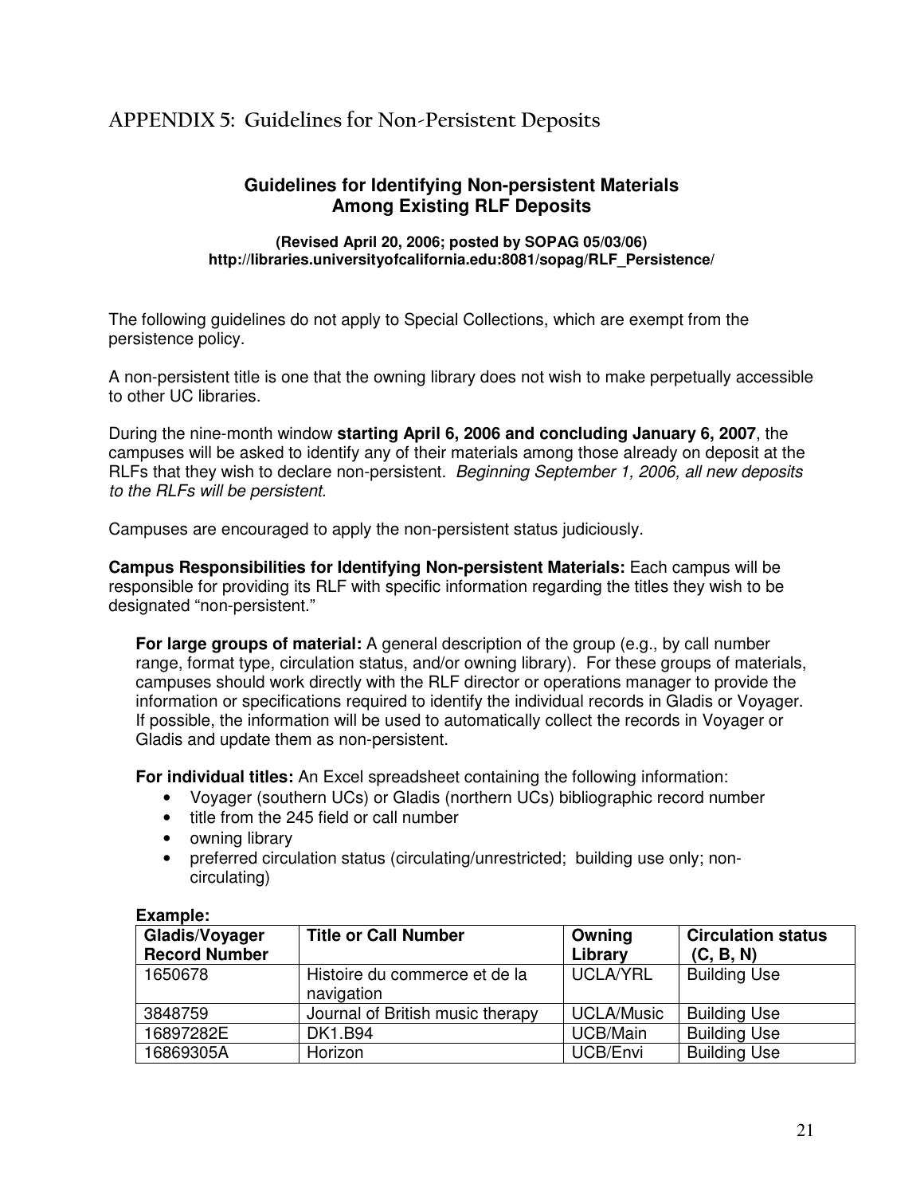## APPENDIX 5: Guidelines for Non-Persistent Deposits

### Guidelines for Identifying Non-persistent Materials Among Existing RLF Deposits

**(Revised April 20, 2006; posted by SOPAG 05/03/06)**
**http://libraries.universityofcalifornia.edu:8081/sopag/RLF_Persistence/**

The following guidelines do not apply to Special Collections, which are exempt from the persistence policy.

A non-persistent title is one that the owning library does not wish to make perpetually accessible to other UC libraries.

During the nine-month window **starting April 6, 2006 and concluding January 6, 2007**, the campuses will be asked to identify any of their materials among those already on deposit at the RLFs that they wish to declare non-persistent. *Beginning September 1, 2006, all new deposits to the RLFs will be persistent.*

Campuses are encouraged to apply the non-persistent status judiciously.

**Campus Responsibilities for Identifying Non-persistent Materials:** Each campus will be responsible for providing its RLF with specific information regarding the titles they wish to be designated "non-persistent."

**For large groups of material:** A general description of the group (e.g., by call number range, format type, circulation status, and/or owning library). For these groups of materials, campuses should work directly with the RLF director or operations manager to provide the information or specifications required to identify the individual records in Gladis or Voyager. If possible, the information will be used to automatically collect the records in Voyager or Gladis and update them as non-persistent.

**For individual titles:** An Excel spreadsheet containing the following information:

- Voyager (southern UCs) or Gladis (northern UCs) bibliographic record number
- title from the 245 field or call number
- owning library
- preferred circulation status (circulating/unrestricted; building use only; non-circulating)

**Example:**

| Gladis/Voyager Record Number | Title or Call Number | Owning Library | Circulation status (C, B, N) |
|---|---|---|---|
| 1650678 | Histoire du commerce et de la navigation | UCLA/YRL | Building Use |
| 3848759 | Journal of British music therapy | UCLA/Music | Building Use |
| 16897282E | DK1.B94 | UCB/Main | Building Use |
| 16869305A | Horizon | UCB/Envi | Building Use |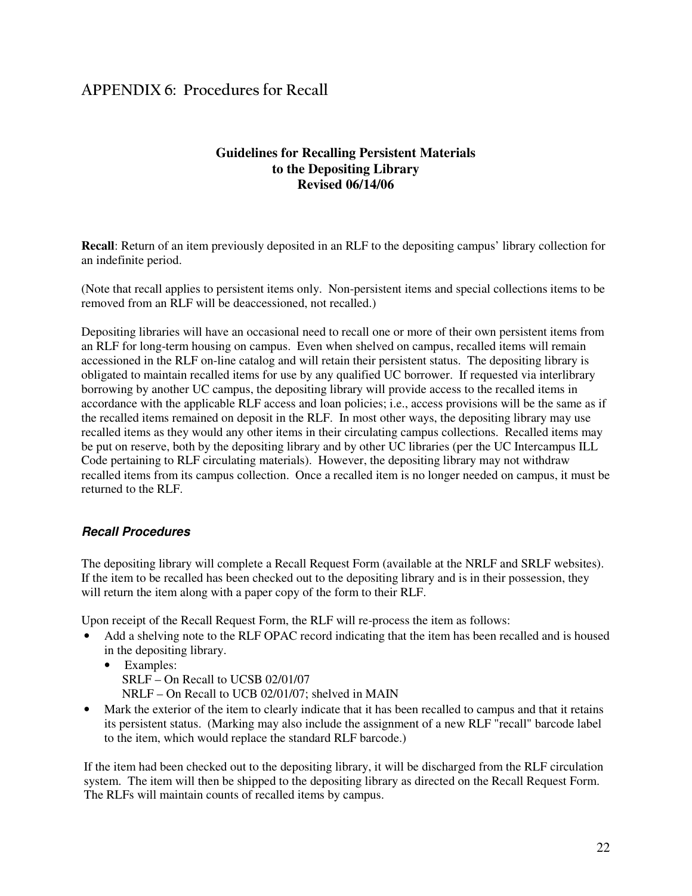## APPENDIX 6: Procedures for Recall

**Guidelines for Recalling Persistent Materials to the Depositing Library**
**Revised 06/14/06**

**Recall**: Return of an item previously deposited in an RLF to the depositing campus' library collection for an indefinite period.

(Note that recall applies to persistent items only. Non-persistent items and special collections items to be removed from an RLF will be deaccessioned, not recalled.)

Depositing libraries will have an occasional need to recall one or more of their own persistent items from an RLF for long-term housing on campus. Even when shelved on campus, recalled items will remain accessioned in the RLF on-line catalog and will retain their persistent status. The depositing library is obligated to maintain recalled items for use by any qualified UC borrower. If requested via interlibrary borrowing by another UC campus, the depositing library will provide access to the recalled items in accordance with the applicable RLF access and loan policies; i.e., access provisions will be the same as if the recalled items remained on deposit in the RLF. In most other ways, the depositing library may use recalled items as they would any other items in their circulating campus collections. Recalled items may be put on reserve, both by the depositing library and by other UC libraries (per the UC Intercampus ILL Code pertaining to RLF circulating materials). However, the depositing library may not withdraw recalled items from its campus collection. Once a recalled item is no longer needed on campus, it must be returned to the RLF.

### *Recall Procedures*

The depositing library will complete a Recall Request Form (available at the NRLF and SRLF websites). If the item to be recalled has been checked out to the depositing library and is in their possession, they will return the item along with a paper copy of the form to their RLF.

Upon receipt of the Recall Request Form, the RLF will re-process the item as follows:

- Add a shelving note to the RLF OPAC record indicating that the item has been recalled and is housed in the depositing library.
  - Examples:
    SRLF – On Recall to UCSB 02/01/07
    NRLF – On Recall to UCB 02/01/07; shelved in MAIN
- Mark the exterior of the item to clearly indicate that it has been recalled to campus and that it retains its persistent status. (Marking may also include the assignment of a new RLF "recall" barcode label to the item, which would replace the standard RLF barcode.)

If the item had been checked out to the depositing library, it will be discharged from the RLF circulation system. The item will then be shipped to the depositing library as directed on the Recall Request Form. The RLFs will maintain counts of recalled items by campus.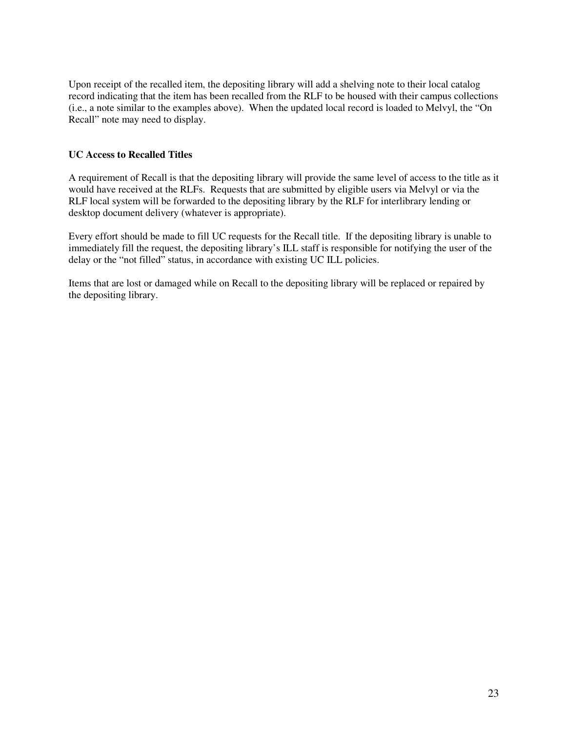Upon receipt of the recalled item, the depositing library will add a shelving note to their local catalog record indicating that the item has been recalled from the RLF to be housed with their campus collections (i.e., a note similar to the examples above). When the updated local record is loaded to Melvyl, the "On Recall" note may need to display.

### UC Access to Recalled Titles

A requirement of Recall is that the depositing library will provide the same level of access to the title as it would have received at the RLFs. Requests that are submitted by eligible users via Melvyl or via the RLF local system will be forwarded to the depositing library by the RLF for interlibrary lending or desktop document delivery (whatever is appropriate).

Every effort should be made to fill UC requests for the Recall title. If the depositing library is unable to immediately fill the request, the depositing library's ILL staff is responsible for notifying the user of the delay or the "not filled" status, in accordance with existing UC ILL policies.

Items that are lost or damaged while on Recall to the depositing library will be replaced or repaired by the depositing library.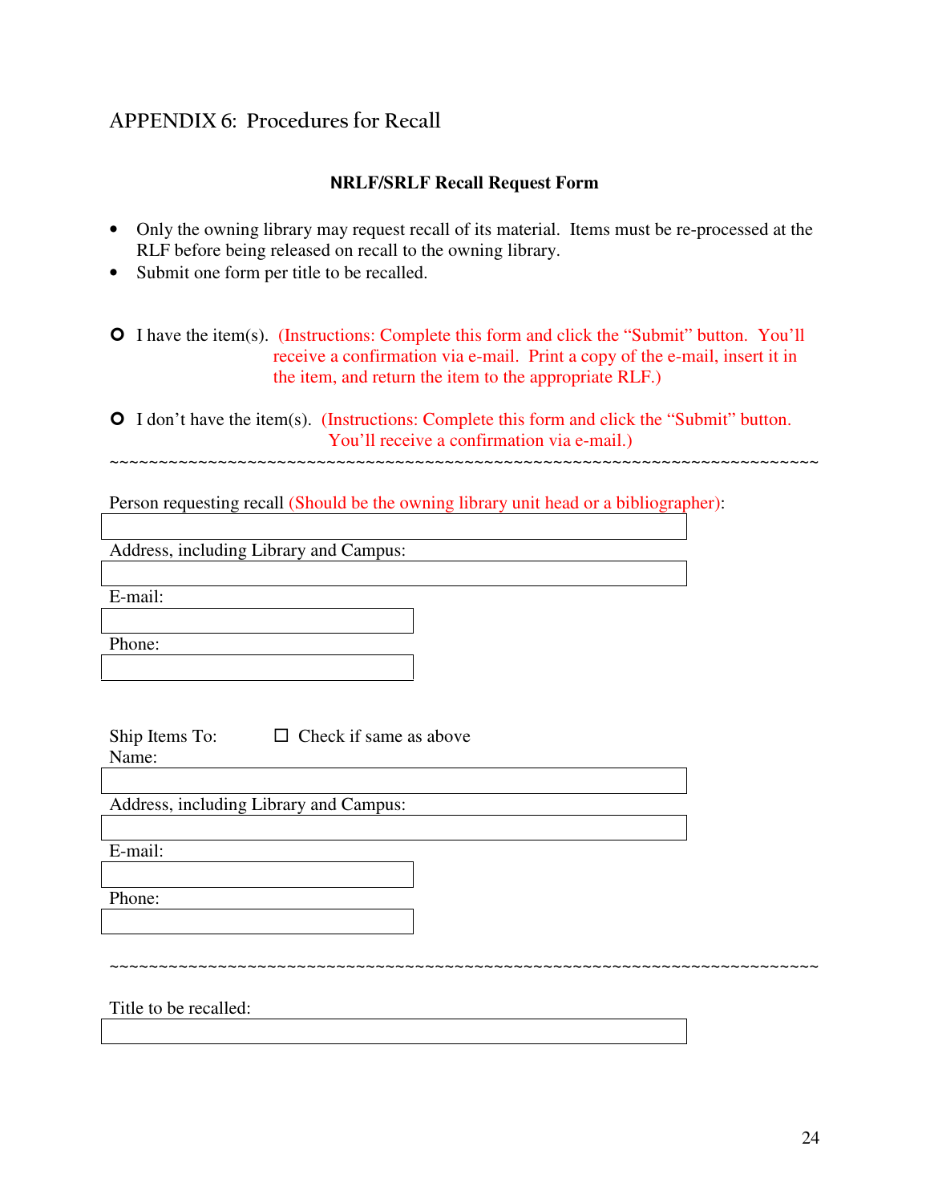## APPENDIX 6: Procedures for Recall

**NRLF/SRLF Recall Request Form**

- Only the owning library may request recall of its material. Items must be re-processed at the RLF before being released on recall to the owning library.
- Submit one form per title to be recalled.

○ I have the item(s). (Instructions: Complete this form and click the "Submit" button. You'll receive a confirmation via e-mail. Print a copy of the e-mail, insert it in the item, and return the item to the appropriate RLF.)

○ I don't have the item(s). (Instructions: Complete this form and click the "Submit" button. You'll receive a confirmation via e-mail.)

~~~~~~~~~~~~~~~~~~~~~~~~~~~~~~~~~~~~~~~~~~~~~~~~~~~~~~~~~~~~~~~~~~~~~~~~~~~~

Person requesting recall (Should be the owning library unit head or a bibliographer):

Address, including Library and Campus:

E-mail:

Phone:

Ship Items To: ☐ Check if same as above

Name:

Address, including Library and Campus:

E-mail:

Phone:

~~~~~~~~~~~~~~~~~~~~~~~~~~~~~~~~~~~~~~~~~~~~~~~~~~~~~~~~~~~~~~~~~~~~~~~~~~~~

Title to be recalled: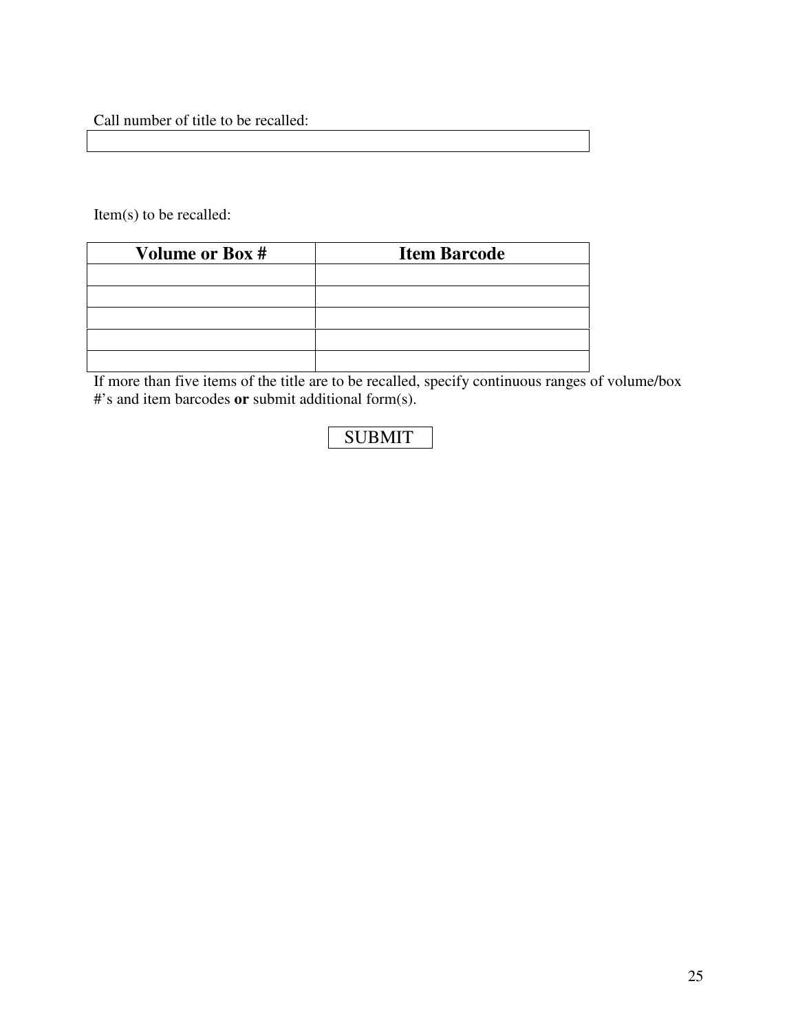Call number of title to be recalled:

| |
|---|
| |

Item(s) to be recalled:

| Volume or Box # | Item Barcode |
|---|---|
| | |
| | |
| | |
| | |
| | |

If more than five items of the title are to be recalled, specify continuous ranges of volume/box #'s and item barcodes **or** submit additional form(s).

SUBMIT